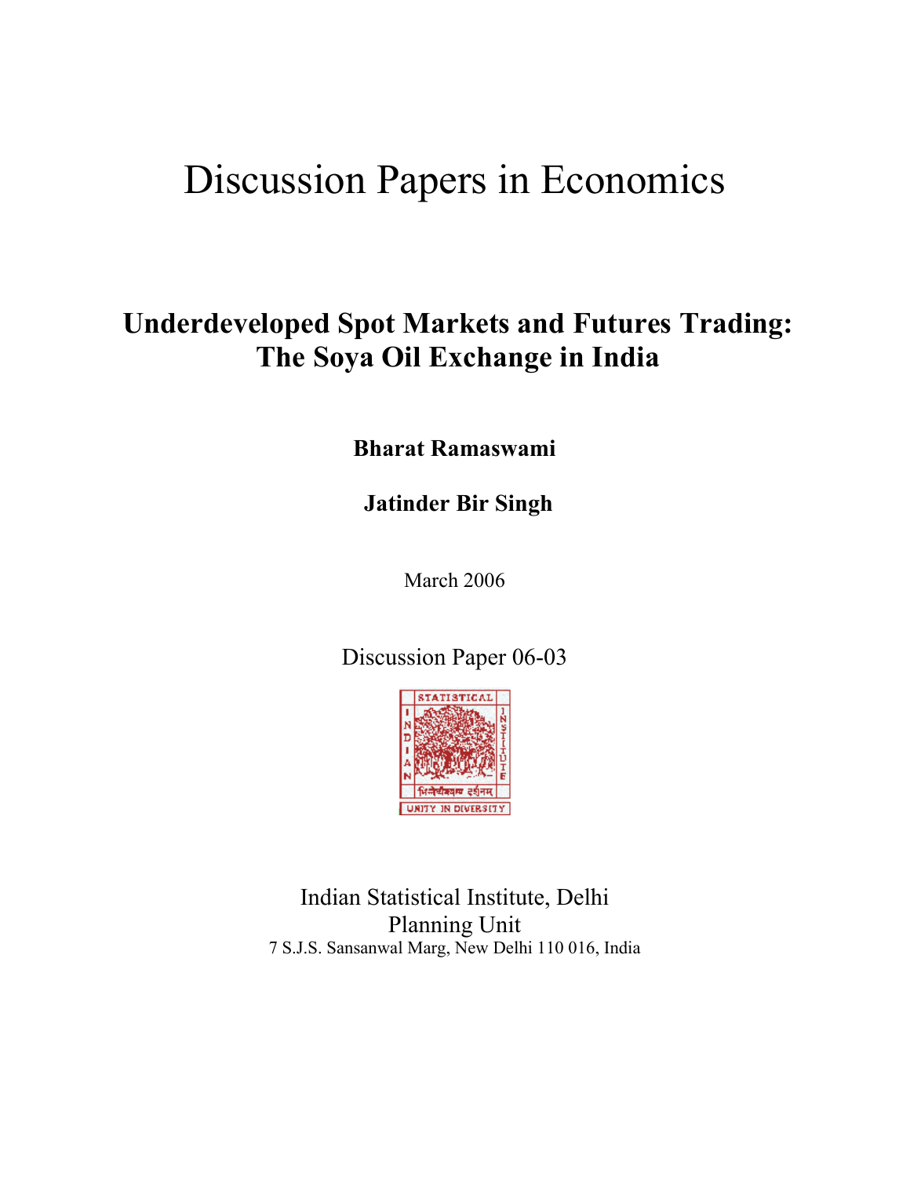# Discussion Papers in Economics

## Underdeveloped Spot Markets and Futures Trading: The Soya Oil Exchange in India

**Bharat Ramaswami**

**Jatinder Bir Singh**

March 2006

Discussion Paper 06-03

Indian Statistical Institute, Delhi
Planning Unit
7 S.J.S. Sansanwal Marg, New Delhi 110 016, India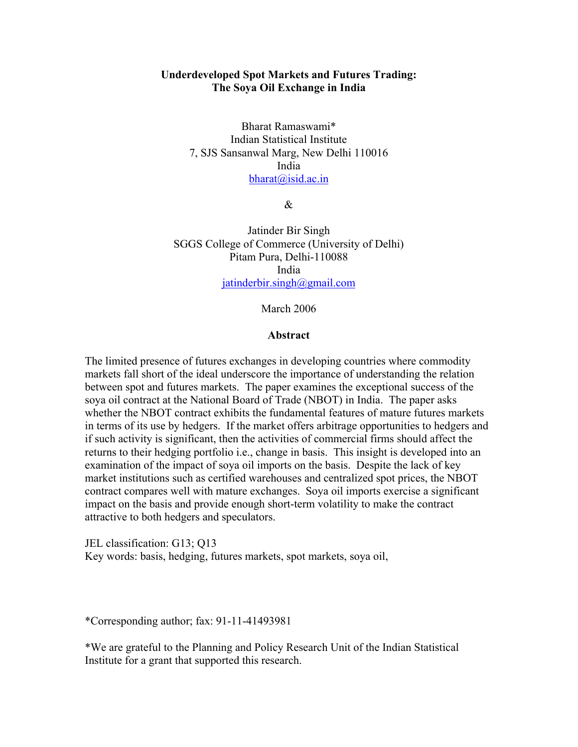# Underdeveloped Spot Markets and Futures Trading: The Soya Oil Exchange in India

Bharat Ramaswami*
Indian Statistical Institute
7, SJS Sansanwal Marg, New Delhi 110016
India
bharat@isid.ac.in

&

Jatinder Bir Singh
SGGS College of Commerce (University of Delhi)
Pitam Pura, Delhi-110088
India
jatinderbir.singh@gmail.com

March 2006

## Abstract

The limited presence of futures exchanges in developing countries where commodity markets fall short of the ideal underscore the importance of understanding the relation between spot and futures markets. The paper examines the exceptional success of the soya oil contract at the National Board of Trade (NBOT) in India. The paper asks whether the NBOT contract exhibits the fundamental features of mature futures markets in terms of its use by hedgers. If the market offers arbitrage opportunities to hedgers and if such activity is significant, then the activities of commercial firms should affect the returns to their hedging portfolio i.e., change in basis. This insight is developed into an examination of the impact of soya oil imports on the basis. Despite the lack of key market institutions such as certified warehouses and centralized spot prices, the NBOT contract compares well with mature exchanges. Soya oil imports exercise a significant impact on the basis and provide enough short-term volatility to make the contract attractive to both hedgers and speculators.

JEL classification: G13; Q13
Key words: basis, hedging, futures markets, spot markets, soya oil,

*Corresponding author; fax: 91-11-41493981

*We are grateful to the Planning and Policy Research Unit of the Indian Statistical Institute for a grant that supported this research.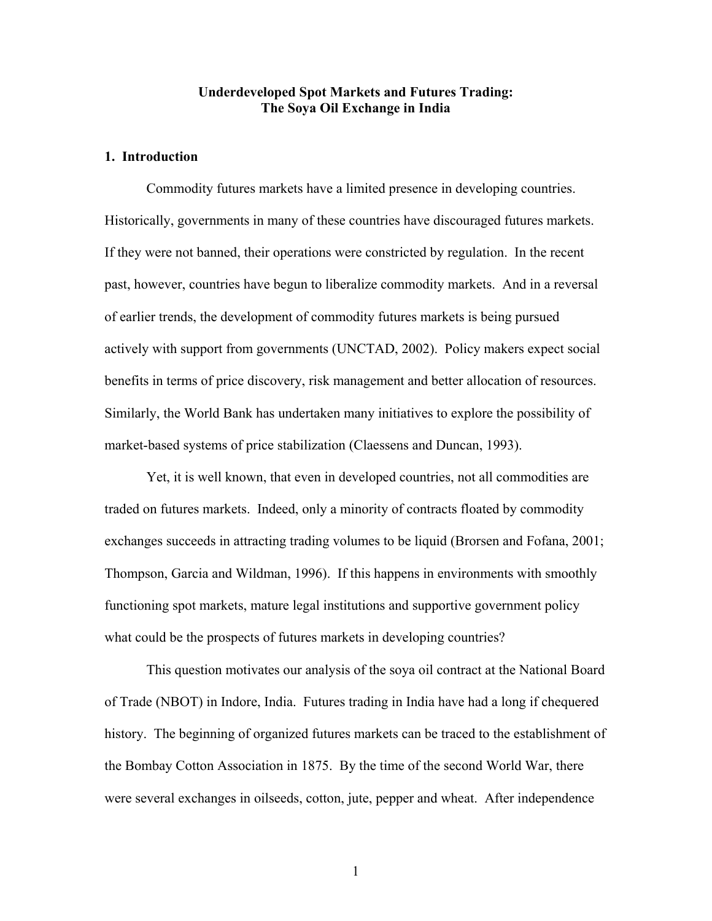**Underdeveloped Spot Markets and Futures Trading:
The Soya Oil Exchange in India**

## 1. Introduction

Commodity futures markets have a limited presence in developing countries. Historically, governments in many of these countries have discouraged futures markets. If they were not banned, their operations were constricted by regulation. In the recent past, however, countries have begun to liberalize commodity markets. And in a reversal of earlier trends, the development of commodity futures markets is being pursued actively with support from governments (UNCTAD, 2002). Policy makers expect social benefits in terms of price discovery, risk management and better allocation of resources. Similarly, the World Bank has undertaken many initiatives to explore the possibility of market-based systems of price stabilization (Claessens and Duncan, 1993).

Yet, it is well known, that even in developed countries, not all commodities are traded on futures markets. Indeed, only a minority of contracts floated by commodity exchanges succeeds in attracting trading volumes to be liquid (Brorsen and Fofana, 2001; Thompson, Garcia and Wildman, 1996). If this happens in environments with smoothly functioning spot markets, mature legal institutions and supportive government policy what could be the prospects of futures markets in developing countries?

This question motivates our analysis of the soya oil contract at the National Board of Trade (NBOT) in Indore, India. Futures trading in India have had a long if chequered history. The beginning of organized futures markets can be traced to the establishment of the Bombay Cotton Association in 1875. By the time of the second World War, there were several exchanges in oilseeds, cotton, jute, pepper and wheat. After independence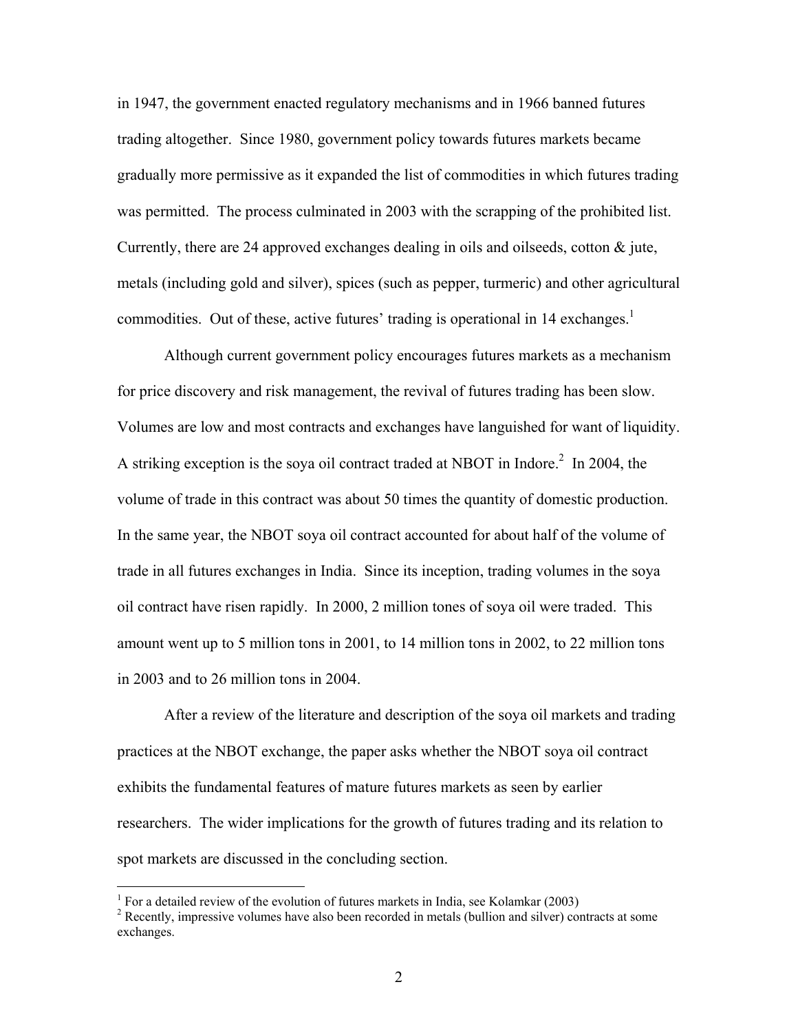in 1947, the government enacted regulatory mechanisms and in 1966 banned futures trading altogether. Since 1980, government policy towards futures markets became gradually more permissive as it expanded the list of commodities in which futures trading was permitted. The process culminated in 2003 with the scrapping of the prohibited list. Currently, there are 24 approved exchanges dealing in oils and oilseeds, cotton & jute, metals (including gold and silver), spices (such as pepper, turmeric) and other agricultural commodities. Out of these, active futures' trading is operational in 14 exchanges.[1]

Although current government policy encourages futures markets as a mechanism for price discovery and risk management, the revival of futures trading has been slow. Volumes are low and most contracts and exchanges have languished for want of liquidity. A striking exception is the soya oil contract traded at NBOT in Indore.[2] In 2004, the volume of trade in this contract was about 50 times the quantity of domestic production. In the same year, the NBOT soya oil contract accounted for about half of the volume of trade in all futures exchanges in India. Since its inception, trading volumes in the soya oil contract have risen rapidly. In 2000, 2 million tones of soya oil were traded. This amount went up to 5 million tons in 2001, to 14 million tons in 2002, to 22 million tons in 2003 and to 26 million tons in 2004.

After a review of the literature and description of the soya oil markets and trading practices at the NBOT exchange, the paper asks whether the NBOT soya oil contract exhibits the fundamental features of mature futures markets as seen by earlier researchers. The wider implications for the growth of futures trading and its relation to spot markets are discussed in the concluding section.

[1] For a detailed review of the evolution of futures markets in India, see Kolamkar (2003)

[2] Recently, impressive volumes have also been recorded in metals (bullion and silver) contracts at some exchanges.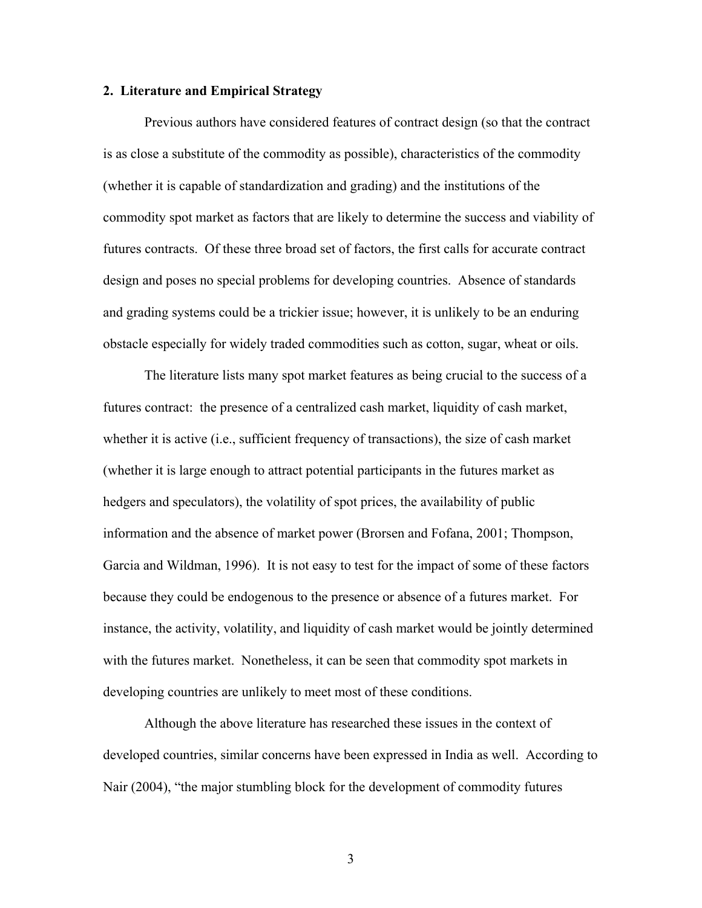## 2. Literature and Empirical Strategy

Previous authors have considered features of contract design (so that the contract is as close a substitute of the commodity as possible), characteristics of the commodity (whether it is capable of standardization and grading) and the institutions of the commodity spot market as factors that are likely to determine the success and viability of futures contracts. Of these three broad set of factors, the first calls for accurate contract design and poses no special problems for developing countries. Absence of standards and grading systems could be a trickier issue; however, it is unlikely to be an enduring obstacle especially for widely traded commodities such as cotton, sugar, wheat or oils.

The literature lists many spot market features as being crucial to the success of a futures contract: the presence of a centralized cash market, liquidity of cash market, whether it is active (i.e., sufficient frequency of transactions), the size of cash market (whether it is large enough to attract potential participants in the futures market as hedgers and speculators), the volatility of spot prices, the availability of public information and the absence of market power (Brorsen and Fofana, 2001; Thompson, Garcia and Wildman, 1996). It is not easy to test for the impact of some of these factors because they could be endogenous to the presence or absence of a futures market. For instance, the activity, volatility, and liquidity of cash market would be jointly determined with the futures market. Nonetheless, it can be seen that commodity spot markets in developing countries are unlikely to meet most of these conditions.

Although the above literature has researched these issues in the context of developed countries, similar concerns have been expressed in India as well. According to Nair (2004), "the major stumbling block for the development of commodity futures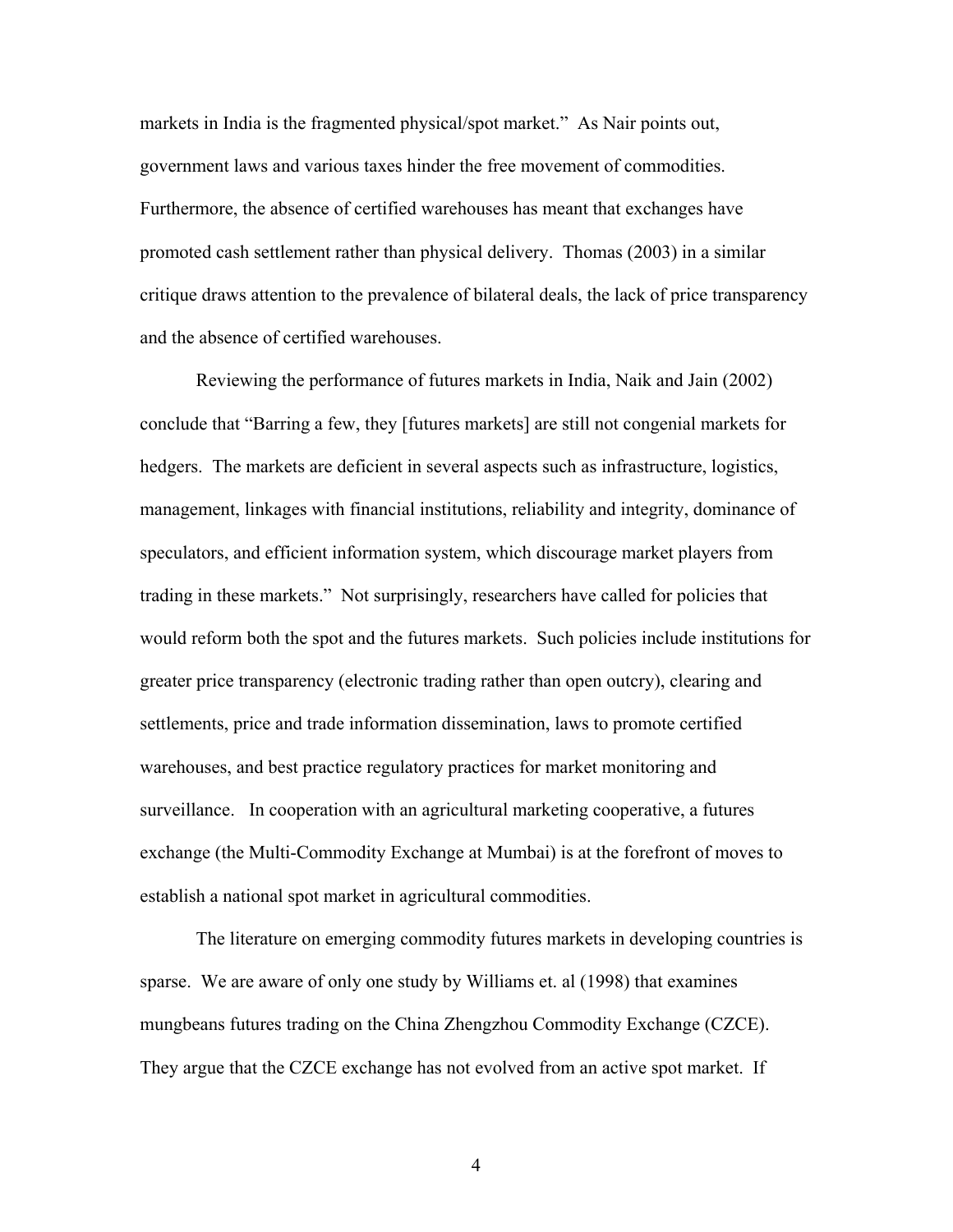markets in India is the fragmented physical/spot market." As Nair points out, government laws and various taxes hinder the free movement of commodities. Furthermore, the absence of certified warehouses has meant that exchanges have promoted cash settlement rather than physical delivery. Thomas (2003) in a similar critique draws attention to the prevalence of bilateral deals, the lack of price transparency and the absence of certified warehouses.

Reviewing the performance of futures markets in India, Naik and Jain (2002) conclude that "Barring a few, they [futures markets] are still not congenial markets for hedgers. The markets are deficient in several aspects such as infrastructure, logistics, management, linkages with financial institutions, reliability and integrity, dominance of speculators, and efficient information system, which discourage market players from trading in these markets." Not surprisingly, researchers have called for policies that would reform both the spot and the futures markets. Such policies include institutions for greater price transparency (electronic trading rather than open outcry), clearing and settlements, price and trade information dissemination, laws to promote certified warehouses, and best practice regulatory practices for market monitoring and surveillance. In cooperation with an agricultural marketing cooperative, a futures exchange (the Multi-Commodity Exchange at Mumbai) is at the forefront of moves to establish a national spot market in agricultural commodities.

The literature on emerging commodity futures markets in developing countries is sparse. We are aware of only one study by Williams et. al (1998) that examines mungbeans futures trading on the China Zhengzhou Commodity Exchange (CZCE). They argue that the CZCE exchange has not evolved from an active spot market. If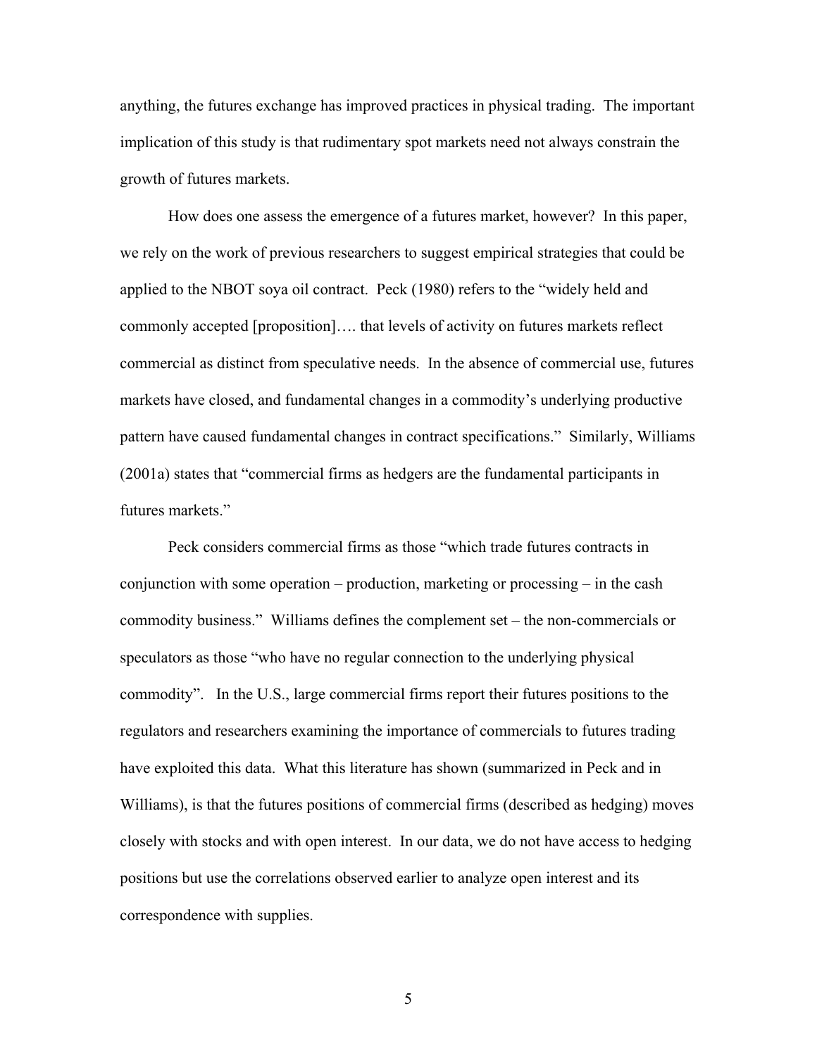anything, the futures exchange has improved practices in physical trading. The important implication of this study is that rudimentary spot markets need not always constrain the growth of futures markets.

How does one assess the emergence of a futures market, however? In this paper, we rely on the work of previous researchers to suggest empirical strategies that could be applied to the NBOT soya oil contract. Peck (1980) refers to the "widely held and commonly accepted [proposition]…. that levels of activity on futures markets reflect commercial as distinct from speculative needs. In the absence of commercial use, futures markets have closed, and fundamental changes in a commodity's underlying productive pattern have caused fundamental changes in contract specifications." Similarly, Williams (2001a) states that "commercial firms as hedgers are the fundamental participants in futures markets."

Peck considers commercial firms as those "which trade futures contracts in conjunction with some operation – production, marketing or processing – in the cash commodity business." Williams defines the complement set – the non-commercials or speculators as those "who have no regular connection to the underlying physical commodity". In the U.S., large commercial firms report their futures positions to the regulators and researchers examining the importance of commercials to futures trading have exploited this data. What this literature has shown (summarized in Peck and in Williams), is that the futures positions of commercial firms (described as hedging) moves closely with stocks and with open interest. In our data, we do not have access to hedging positions but use the correlations observed earlier to analyze open interest and its correspondence with supplies.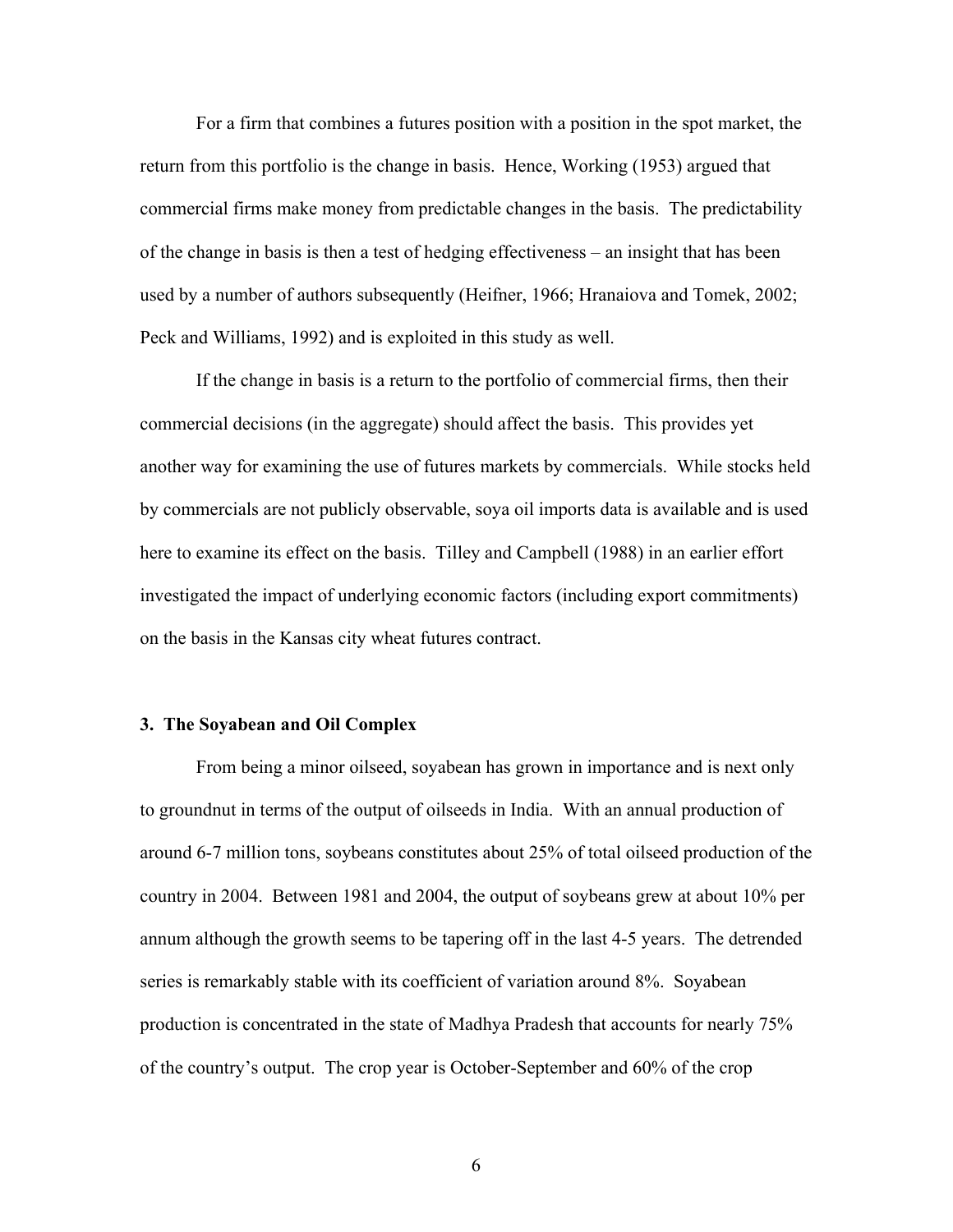For a firm that combines a futures position with a position in the spot market, the return from this portfolio is the change in basis. Hence, Working (1953) argued that commercial firms make money from predictable changes in the basis. The predictability of the change in basis is then a test of hedging effectiveness – an insight that has been used by a number of authors subsequently (Heifner, 1966; Hranaiova and Tomek, 2002; Peck and Williams, 1992) and is exploited in this study as well.

If the change in basis is a return to the portfolio of commercial firms, then their commercial decisions (in the aggregate) should affect the basis. This provides yet another way for examining the use of futures markets by commercials. While stocks held by commercials are not publicly observable, soya oil imports data is available and is used here to examine its effect on the basis. Tilley and Campbell (1988) in an earlier effort investigated the impact of underlying economic factors (including export commitments) on the basis in the Kansas city wheat futures contract.

### 3. The Soyabean and Oil Complex

From being a minor oilseed, soyabean has grown in importance and is next only to groundnut in terms of the output of oilseeds in India. With an annual production of around 6-7 million tons, soybeans constitutes about 25% of total oilseed production of the country in 2004. Between 1981 and 2004, the output of soybeans grew at about 10% per annum although the growth seems to be tapering off in the last 4-5 years. The detrended series is remarkably stable with its coefficient of variation around 8%. Soyabean production is concentrated in the state of Madhya Pradesh that accounts for nearly 75% of the country's output. The crop year is October-September and 60% of the crop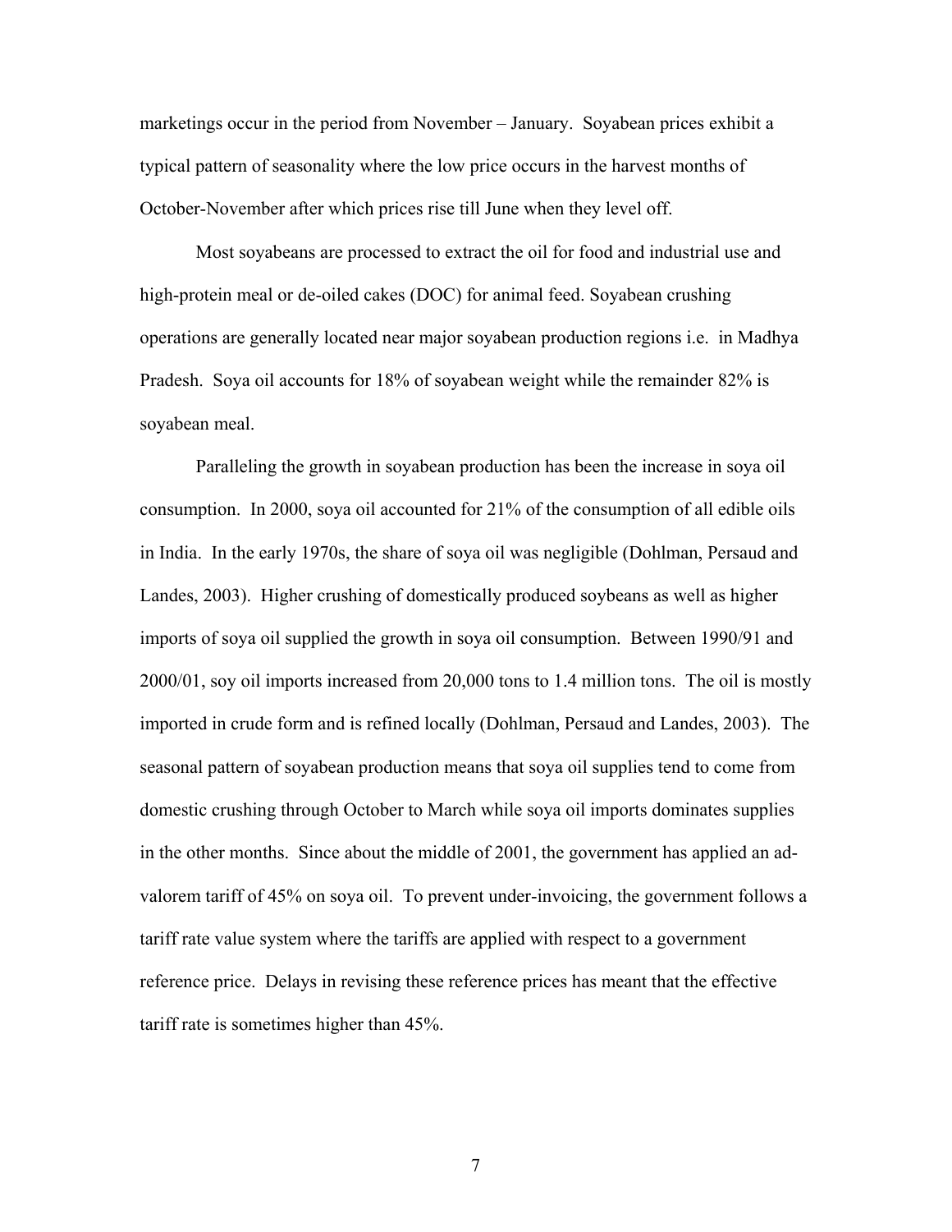marketings occur in the period from November – January. Soyabean prices exhibit a typical pattern of seasonality where the low price occurs in the harvest months of October-November after which prices rise till June when they level off.

Most soyabeans are processed to extract the oil for food and industrial use and high-protein meal or de-oiled cakes (DOC) for animal feed. Soyabean crushing operations are generally located near major soyabean production regions i.e. in Madhya Pradesh. Soya oil accounts for 18% of soyabean weight while the remainder 82% is soyabean meal.

Paralleling the growth in soyabean production has been the increase in soya oil consumption. In 2000, soya oil accounted for 21% of the consumption of all edible oils in India. In the early 1970s, the share of soya oil was negligible (Dohlman, Persaud and Landes, 2003). Higher crushing of domestically produced soybeans as well as higher imports of soya oil supplied the growth in soya oil consumption. Between 1990/91 and 2000/01, soy oil imports increased from 20,000 tons to 1.4 million tons. The oil is mostly imported in crude form and is refined locally (Dohlman, Persaud and Landes, 2003). The seasonal pattern of soyabean production means that soya oil supplies tend to come from domestic crushing through October to March while soya oil imports dominates supplies in the other months. Since about the middle of 2001, the government has applied an ad-valorem tariff of 45% on soya oil. To prevent under-invoicing, the government follows a tariff rate value system where the tariffs are applied with respect to a government reference price. Delays in revising these reference prices has meant that the effective tariff rate is sometimes higher than 45%.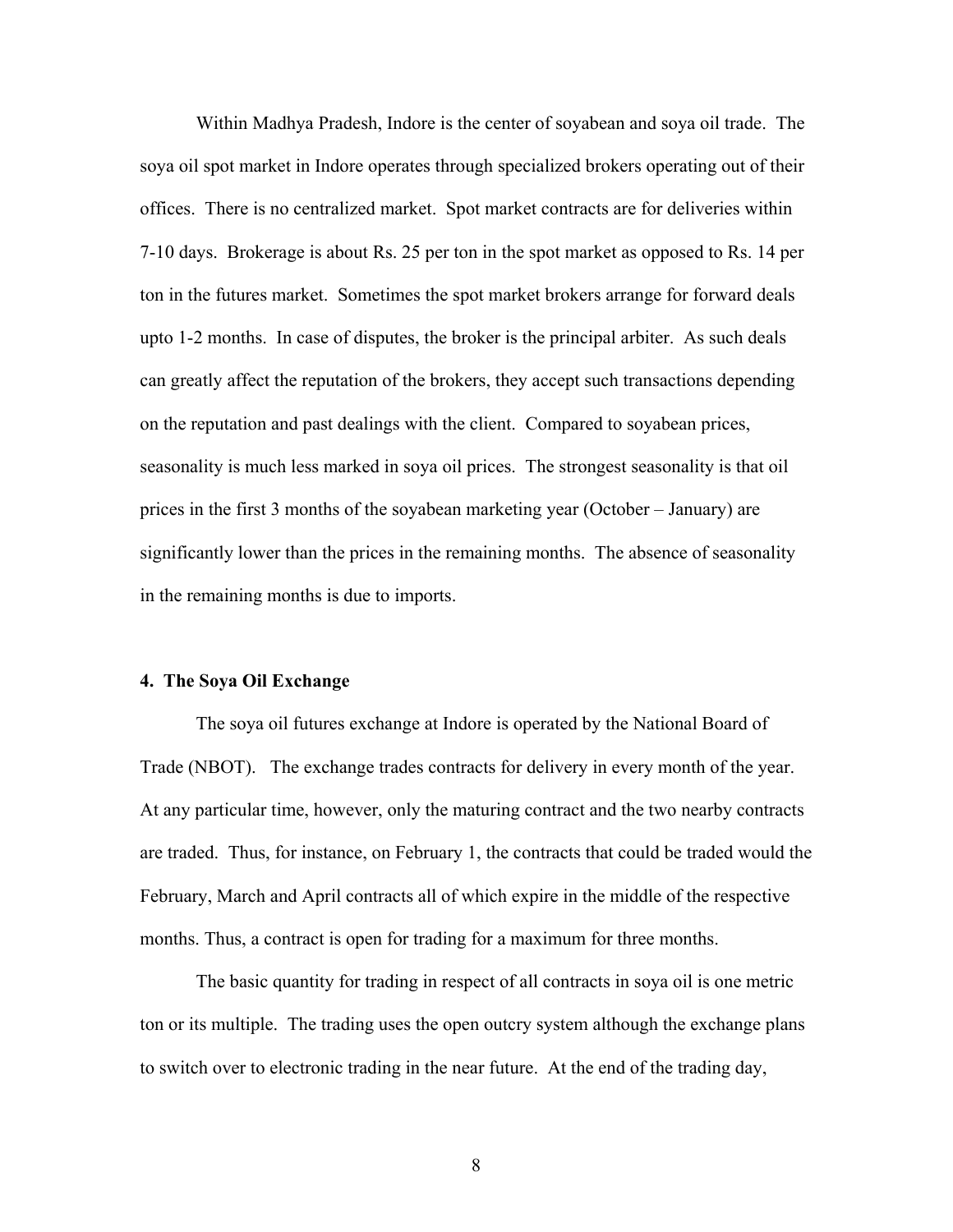Within Madhya Pradesh, Indore is the center of soyabean and soya oil trade. The soya oil spot market in Indore operates through specialized brokers operating out of their offices. There is no centralized market. Spot market contracts are for deliveries within 7-10 days. Brokerage is about Rs. 25 per ton in the spot market as opposed to Rs. 14 per ton in the futures market. Sometimes the spot market brokers arrange for forward deals upto 1-2 months. In case of disputes, the broker is the principal arbiter. As such deals can greatly affect the reputation of the brokers, they accept such transactions depending on the reputation and past dealings with the client. Compared to soyabean prices, seasonality is much less marked in soya oil prices. The strongest seasonality is that oil prices in the first 3 months of the soyabean marketing year (October – January) are significantly lower than the prices in the remaining months. The absence of seasonality in the remaining months is due to imports.

## 4. The Soya Oil Exchange

The soya oil futures exchange at Indore is operated by the National Board of Trade (NBOT). The exchange trades contracts for delivery in every month of the year. At any particular time, however, only the maturing contract and the two nearby contracts are traded. Thus, for instance, on February 1, the contracts that could be traded would the February, March and April contracts all of which expire in the middle of the respective months. Thus, a contract is open for trading for a maximum for three months.

The basic quantity for trading in respect of all contracts in soya oil is one metric ton or its multiple. The trading uses the open outcry system although the exchange plans to switch over to electronic trading in the near future. At the end of the trading day,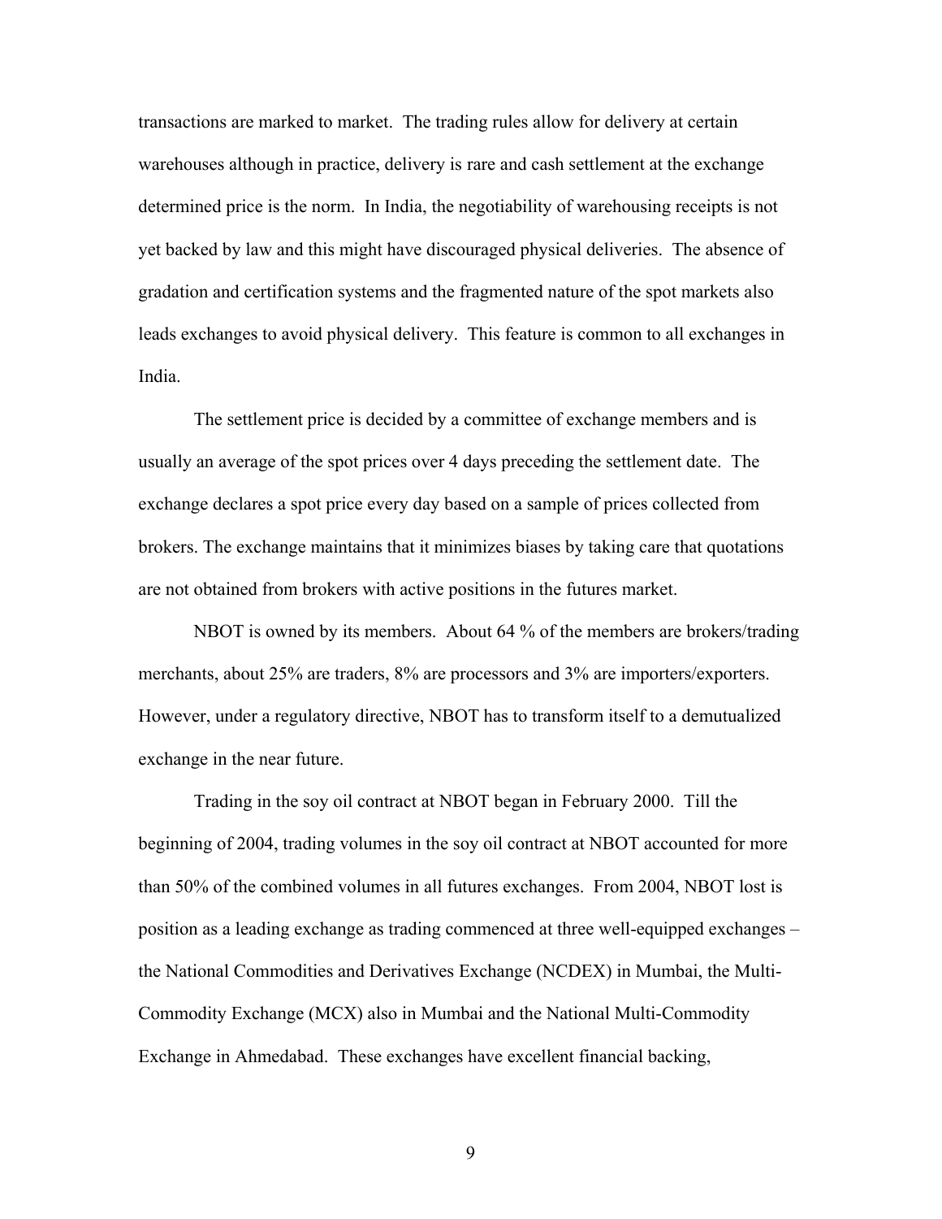transactions are marked to market. The trading rules allow for delivery at certain warehouses although in practice, delivery is rare and cash settlement at the exchange determined price is the norm. In India, the negotiability of warehousing receipts is not yet backed by law and this might have discouraged physical deliveries. The absence of gradation and certification systems and the fragmented nature of the spot markets also leads exchanges to avoid physical delivery. This feature is common to all exchanges in India.

The settlement price is decided by a committee of exchange members and is usually an average of the spot prices over 4 days preceding the settlement date. The exchange declares a spot price every day based on a sample of prices collected from brokers. The exchange maintains that it minimizes biases by taking care that quotations are not obtained from brokers with active positions in the futures market.

NBOT is owned by its members. About 64 % of the members are brokers/trading merchants, about 25% are traders, 8% are processors and 3% are importers/exporters. However, under a regulatory directive, NBOT has to transform itself to a demutualized exchange in the near future.

Trading in the soy oil contract at NBOT began in February 2000. Till the beginning of 2004, trading volumes in the soy oil contract at NBOT accounted for more than 50% of the combined volumes in all futures exchanges. From 2004, NBOT lost is position as a leading exchange as trading commenced at three well-equipped exchanges – the National Commodities and Derivatives Exchange (NCDEX) in Mumbai, the Multi-Commodity Exchange (MCX) also in Mumbai and the National Multi-Commodity Exchange in Ahmedabad. These exchanges have excellent financial backing,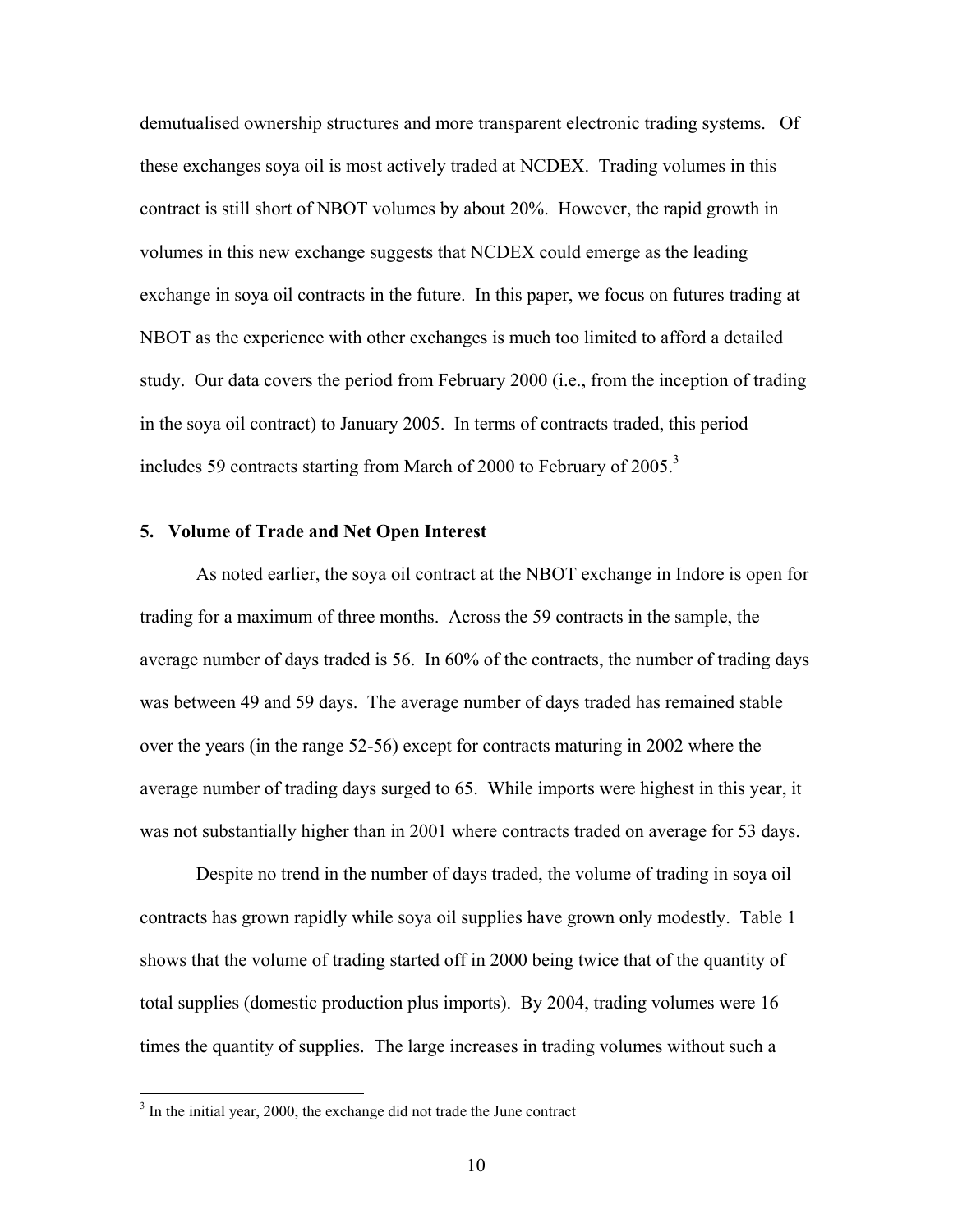demutualised ownership structures and more transparent electronic trading systems. Of these exchanges soya oil is most actively traded at NCDEX. Trading volumes in this contract is still short of NBOT volumes by about 20%. However, the rapid growth in volumes in this new exchange suggests that NCDEX could emerge as the leading exchange in soya oil contracts in the future. In this paper, we focus on futures trading at NBOT as the experience with other exchanges is much too limited to afford a detailed study. Our data covers the period from February 2000 (i.e., from the inception of trading in the soya oil contract) to January 2005. In terms of contracts traded, this period includes 59 contracts starting from March of 2000 to February of 2005.[3]

## 5. Volume of Trade and Net Open Interest

As noted earlier, the soya oil contract at the NBOT exchange in Indore is open for trading for a maximum of three months. Across the 59 contracts in the sample, the average number of days traded is 56. In 60% of the contracts, the number of trading days was between 49 and 59 days. The average number of days traded has remained stable over the years (in the range 52-56) except for contracts maturing in 2002 where the average number of trading days surged to 65. While imports were highest in this year, it was not substantially higher than in 2001 where contracts traded on average for 53 days.

Despite no trend in the number of days traded, the volume of trading in soya oil contracts has grown rapidly while soya oil supplies have grown only modestly. Table 1 shows that the volume of trading started off in 2000 being twice that of the quantity of total supplies (domestic production plus imports). By 2004, trading volumes were 16 times the quantity of supplies. The large increases in trading volumes without such a

[3] In the initial year, 2000, the exchange did not trade the June contract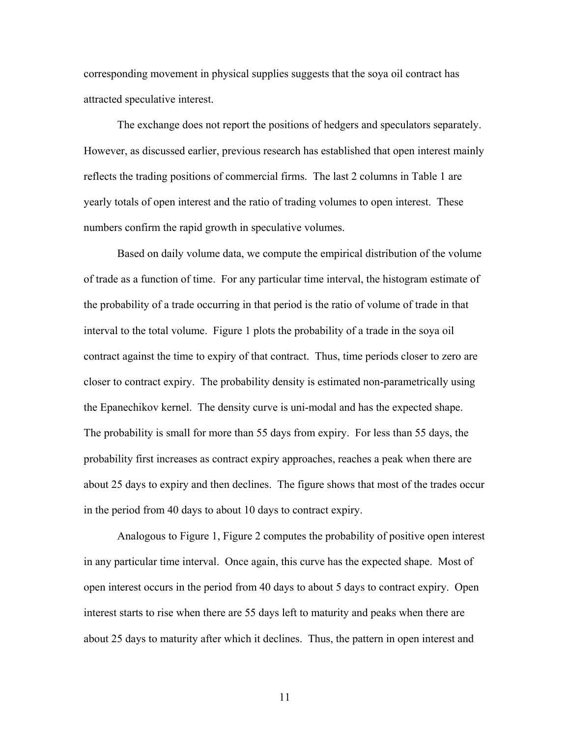corresponding movement in physical supplies suggests that the soya oil contract has attracted speculative interest.

The exchange does not report the positions of hedgers and speculators separately. However, as discussed earlier, previous research has established that open interest mainly reflects the trading positions of commercial firms. The last 2 columns in Table 1 are yearly totals of open interest and the ratio of trading volumes to open interest. These numbers confirm the rapid growth in speculative volumes.

Based on daily volume data, we compute the empirical distribution of the volume of trade as a function of time. For any particular time interval, the histogram estimate of the probability of a trade occurring in that period is the ratio of volume of trade in that interval to the total volume. Figure 1 plots the probability of a trade in the soya oil contract against the time to expiry of that contract. Thus, time periods closer to zero are closer to contract expiry. The probability density is estimated non-parametrically using the Epanechikov kernel. The density curve is uni-modal and has the expected shape. The probability is small for more than 55 days from expiry. For less than 55 days, the probability first increases as contract expiry approaches, reaches a peak when there are about 25 days to expiry and then declines. The figure shows that most of the trades occur in the period from 40 days to about 10 days to contract expiry.

Analogous to Figure 1, Figure 2 computes the probability of positive open interest in any particular time interval. Once again, this curve has the expected shape. Most of open interest occurs in the period from 40 days to about 5 days to contract expiry. Open interest starts to rise when there are 55 days left to maturity and peaks when there are about 25 days to maturity after which it declines. Thus, the pattern in open interest and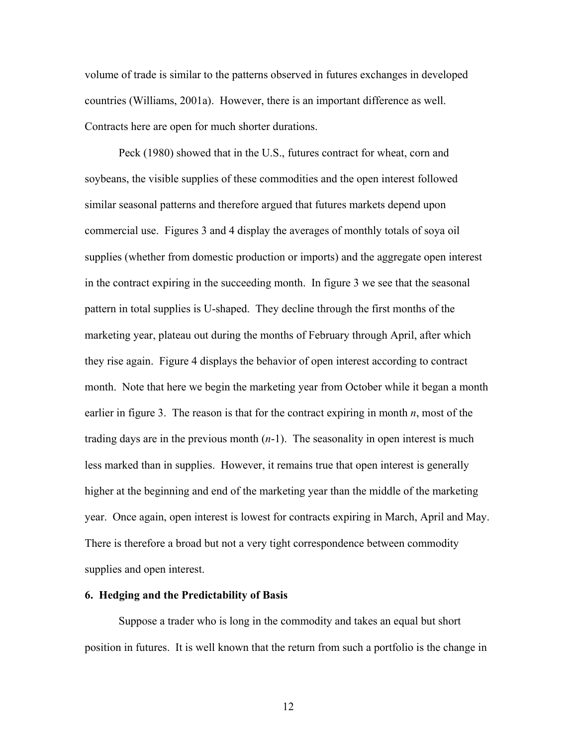volume of trade is similar to the patterns observed in futures exchanges in developed countries (Williams, 2001a). However, there is an important difference as well. Contracts here are open for much shorter durations.

Peck (1980) showed that in the U.S., futures contract for wheat, corn and soybeans, the visible supplies of these commodities and the open interest followed similar seasonal patterns and therefore argued that futures markets depend upon commercial use. Figures 3 and 4 display the averages of monthly totals of soya oil supplies (whether from domestic production or imports) and the aggregate open interest in the contract expiring in the succeeding month. In figure 3 we see that the seasonal pattern in total supplies is U-shaped. They decline through the first months of the marketing year, plateau out during the months of February through April, after which they rise again. Figure 4 displays the behavior of open interest according to contract month. Note that here we begin the marketing year from October while it began a month earlier in figure 3. The reason is that for the contract expiring in month $n$, most of the trading days are in the previous month ($n$-1). The seasonality in open interest is much less marked than in supplies. However, it remains true that open interest is generally higher at the beginning and end of the marketing year than the middle of the marketing year. Once again, open interest is lowest for contracts expiring in March, April and May. There is therefore a broad but not a very tight correspondence between commodity supplies and open interest.

## 6. Hedging and the Predictability of Basis

Suppose a trader who is long in the commodity and takes an equal but short position in futures. It is well known that the return from such a portfolio is the change in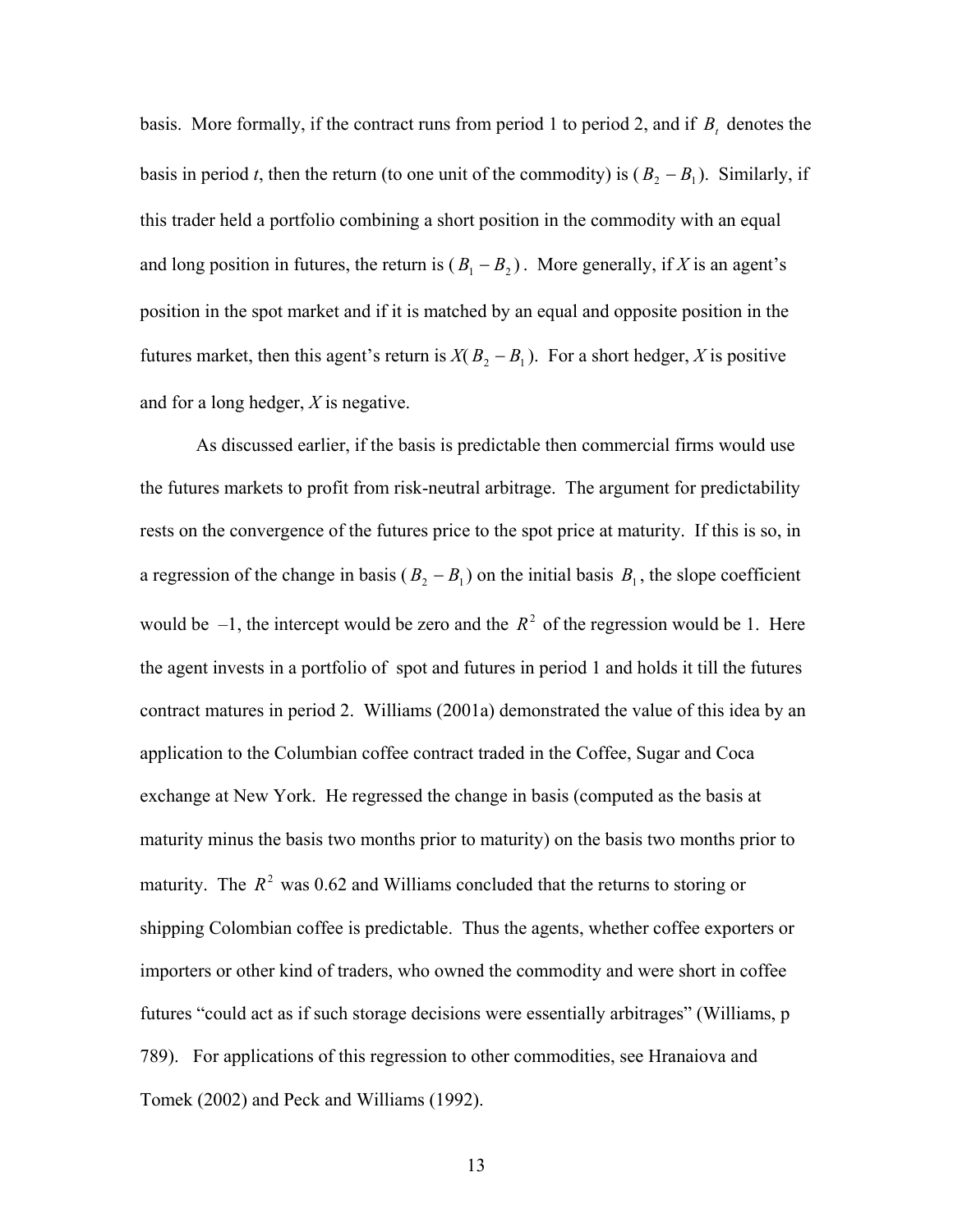basis. More formally, if the contract runs from period 1 to period 2, and if $B_t$ denotes the basis in period *t*, then the return (to one unit of the commodity) is ($B_2 - B_1$). Similarly, if this trader held a portfolio combining a short position in the commodity with an equal and long position in futures, the return is ($B_1 - B_2$). More generally, if *X* is an agent's position in the spot market and if it is matched by an equal and opposite position in the futures market, then this agent's return is *X*($B_2 - B_1$). For a short hedger, *X* is positive and for a long hedger, *X* is negative.

As discussed earlier, if the basis is predictable then commercial firms would use the futures markets to profit from risk-neutral arbitrage. The argument for predictability rests on the convergence of the futures price to the spot price at maturity. If this is so, in a regression of the change in basis ($B_2 - B_1$) on the initial basis $B_1$, the slope coefficient would be –1, the intercept would be zero and the $R^2$ of the regression would be 1. Here the agent invests in a portfolio of spot and futures in period 1 and holds it till the futures contract matures in period 2. Williams (2001a) demonstrated the value of this idea by an application to the Columbian coffee contract traded in the Coffee, Sugar and Coca exchange at New York. He regressed the change in basis (computed as the basis at maturity minus the basis two months prior to maturity) on the basis two months prior to maturity. The $R^2$ was 0.62 and Williams concluded that the returns to storing or shipping Colombian coffee is predictable. Thus the agents, whether coffee exporters or importers or other kind of traders, who owned the commodity and were short in coffee futures "could act as if such storage decisions were essentially arbitrages" (Williams, p 789). For applications of this regression to other commodities, see Hranaiova and Tomek (2002) and Peck and Williams (1992).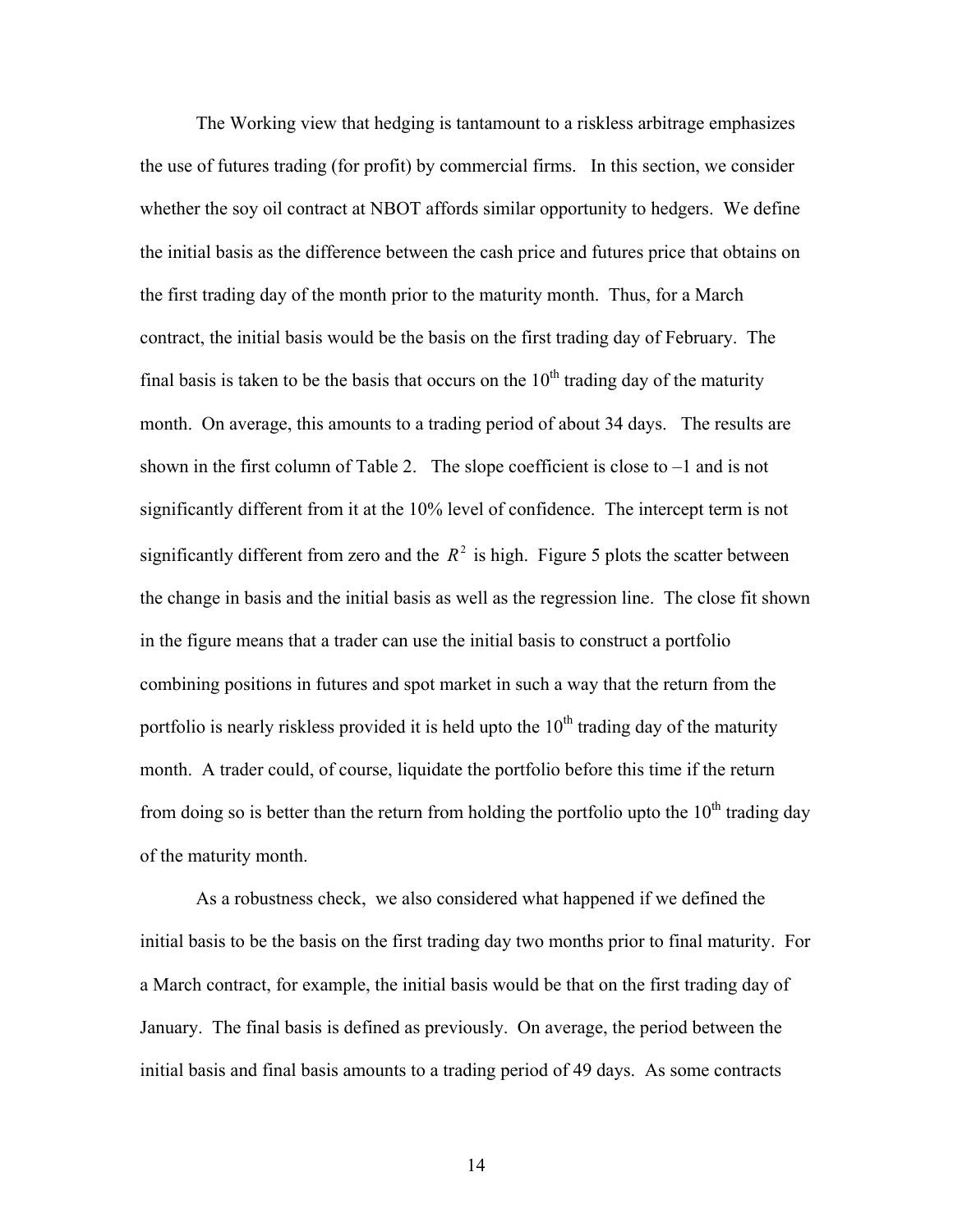The Working view that hedging is tantamount to a riskless arbitrage emphasizes the use of futures trading (for profit) by commercial firms. In this section, we consider whether the soy oil contract at NBOT affords similar opportunity to hedgers. We define the initial basis as the difference between the cash price and futures price that obtains on the first trading day of the month prior to the maturity month. Thus, for a March contract, the initial basis would be the basis on the first trading day of February. The final basis is taken to be the basis that occurs on the $10^{th}$ trading day of the maturity month. On average, this amounts to a trading period of about 34 days. The results are shown in the first column of Table 2. The slope coefficient is close to –1 and is not significantly different from it at the 10% level of confidence. The intercept term is not significantly different from zero and the $R^2$ is high. Figure 5 plots the scatter between the change in basis and the initial basis as well as the regression line. The close fit shown in the figure means that a trader can use the initial basis to construct a portfolio combining positions in futures and spot market in such a way that the return from the portfolio is nearly riskless provided it is held upto the $10^{th}$ trading day of the maturity month. A trader could, of course, liquidate the portfolio before this time if the return from doing so is better than the return from holding the portfolio upto the $10^{th}$ trading day of the maturity month.

As a robustness check, we also considered what happened if we defined the initial basis to be the basis on the first trading day two months prior to final maturity. For a March contract, for example, the initial basis would be that on the first trading day of January. The final basis is defined as previously. On average, the period between the initial basis and final basis amounts to a trading period of 49 days. As some contracts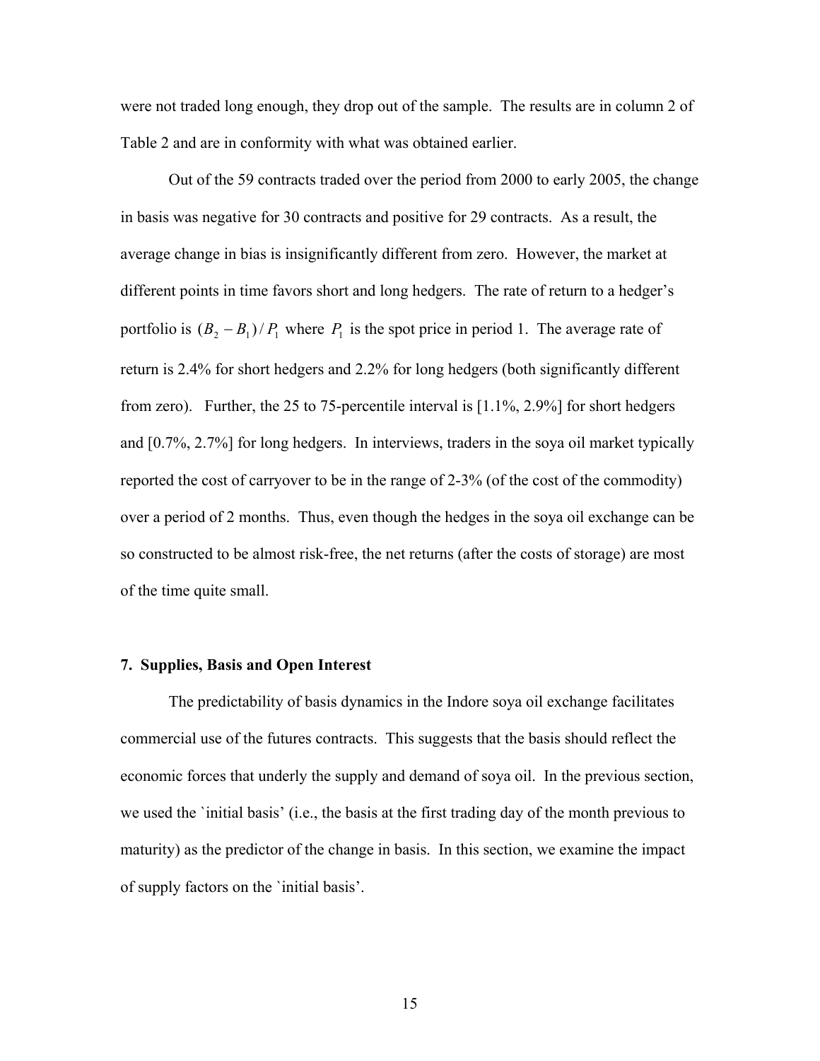were not traded long enough, they drop out of the sample. The results are in column 2 of Table 2 and are in conformity with what was obtained earlier.

Out of the 59 contracts traded over the period from 2000 to early 2005, the change in basis was negative for 30 contracts and positive for 29 contracts. As a result, the average change in bias is insignificantly different from zero. However, the market at different points in time favors short and long hedgers. The rate of return to a hedger's portfolio is $(B_2 - B_1)/P_1$ where $P_1$ is the spot price in period 1. The average rate of return is 2.4% for short hedgers and 2.2% for long hedgers (both significantly different from zero). Further, the 25 to 75-percentile interval is [1.1%, 2.9%] for short hedgers and [0.7%, 2.7%] for long hedgers. In interviews, traders in the soya oil market typically reported the cost of carryover to be in the range of 2-3% (of the cost of the commodity) over a period of 2 months. Thus, even though the hedges in the soya oil exchange can be so constructed to be almost risk-free, the net returns (after the costs of storage) are most of the time quite small.

## 7. Supplies, Basis and Open Interest

The predictability of basis dynamics in the Indore soya oil exchange facilitates commercial use of the futures contracts. This suggests that the basis should reflect the economic forces that underly the supply and demand of soya oil. In the previous section, we used the `initial basis' (i.e., the basis at the first trading day of the month previous to maturity) as the predictor of the change in basis. In this section, we examine the impact of supply factors on the `initial basis'.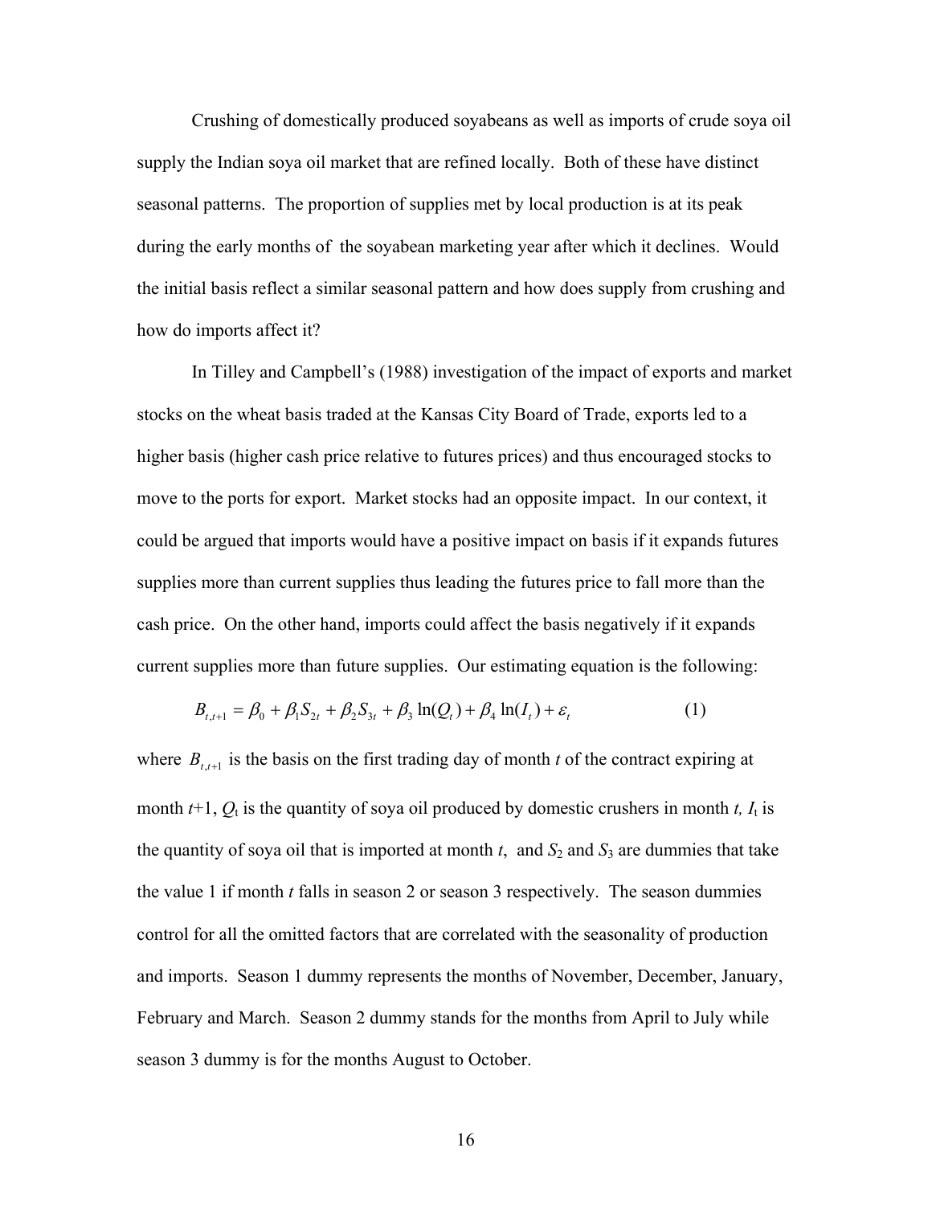Crushing of domestically produced soyabeans as well as imports of crude soya oil supply the Indian soya oil market that are refined locally. Both of these have distinct seasonal patterns. The proportion of supplies met by local production is at its peak during the early months of the soyabean marketing year after which it declines. Would the initial basis reflect a similar seasonal pattern and how does supply from crushing and how do imports affect it?

In Tilley and Campbell's (1988) investigation of the impact of exports and market stocks on the wheat basis traded at the Kansas City Board of Trade, exports led to a higher basis (higher cash price relative to futures prices) and thus encouraged stocks to move to the ports for export. Market stocks had an opposite impact. In our context, it could be argued that imports would have a positive impact on basis if it expands futures supplies more than current supplies thus leading the futures price to fall more than the cash price. On the other hand, imports could affect the basis negatively if it expands current supplies more than future supplies. Our estimating equation is the following:

$$B_{t,t+1} = \beta_0 + \beta_1 S_{2t} + \beta_2 S_{3t} + \beta_3 \ln(Q_t) + \beta_4 \ln(I_t) + \varepsilon_t \qquad (1)$$

where $B_{t,t+1}$ is the basis on the first trading day of month *t* of the contract expiring at month *t*+1, $Q_t$ is the quantity of soya oil produced by domestic crushers in month *t*, $I_t$ is the quantity of soya oil that is imported at month *t*, and $S_2$ and $S_3$ are dummies that take the value 1 if month *t* falls in season 2 or season 3 respectively. The season dummies control for all the omitted factors that are correlated with the seasonality of production and imports. Season 1 dummy represents the months of November, December, January, February and March. Season 2 dummy stands for the months from April to July while season 3 dummy is for the months August to October.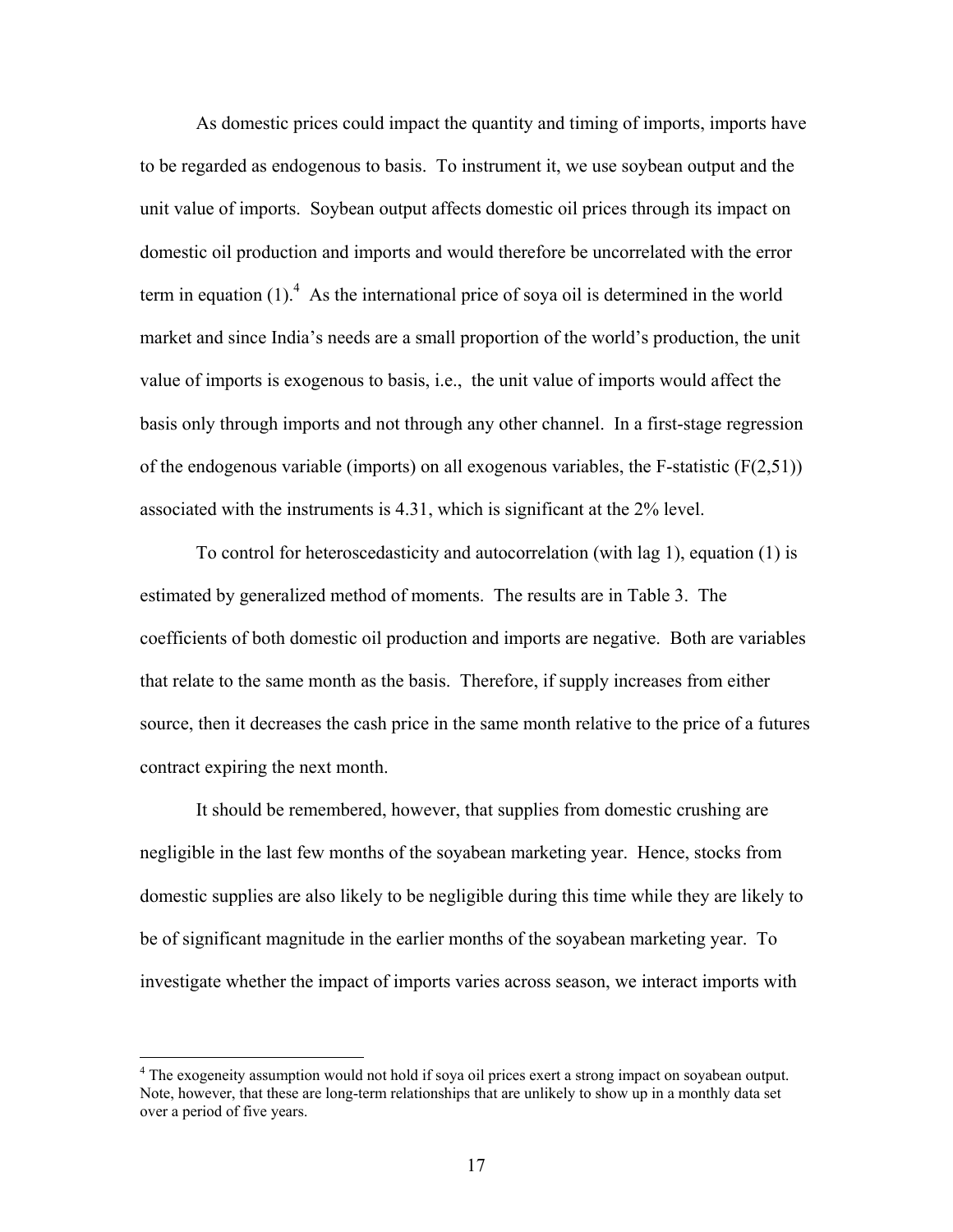As domestic prices could impact the quantity and timing of imports, imports have to be regarded as endogenous to basis. To instrument it, we use soybean output and the unit value of imports. Soybean output affects domestic oil prices through its impact on domestic oil production and imports and would therefore be uncorrelated with the error term in equation (1).[4] As the international price of soya oil is determined in the world market and since India's needs are a small proportion of the world's production, the unit value of imports is exogenous to basis, i.e., the unit value of imports would affect the basis only through imports and not through any other channel. In a first-stage regression of the endogenous variable (imports) on all exogenous variables, the F-statistic ($F(2,51)$) associated with the instruments is 4.31, which is significant at the 2% level.

To control for heteroscedasticity and autocorrelation (with lag 1), equation (1) is estimated by generalized method of moments. The results are in Table 3. The coefficients of both domestic oil production and imports are negative. Both are variables that relate to the same month as the basis. Therefore, if supply increases from either source, then it decreases the cash price in the same month relative to the price of a futures contract expiring the next month.

It should be remembered, however, that supplies from domestic crushing are negligible in the last few months of the soyabean marketing year. Hence, stocks from domestic supplies are also likely to be negligible during this time while they are likely to be of significant magnitude in the earlier months of the soyabean marketing year. To investigate whether the impact of imports varies across season, we interact imports with

[4] The exogeneity assumption would not hold if soya oil prices exert a strong impact on soyabean output. Note, however, that these are long-term relationships that are unlikely to show up in a monthly data set over a period of five years.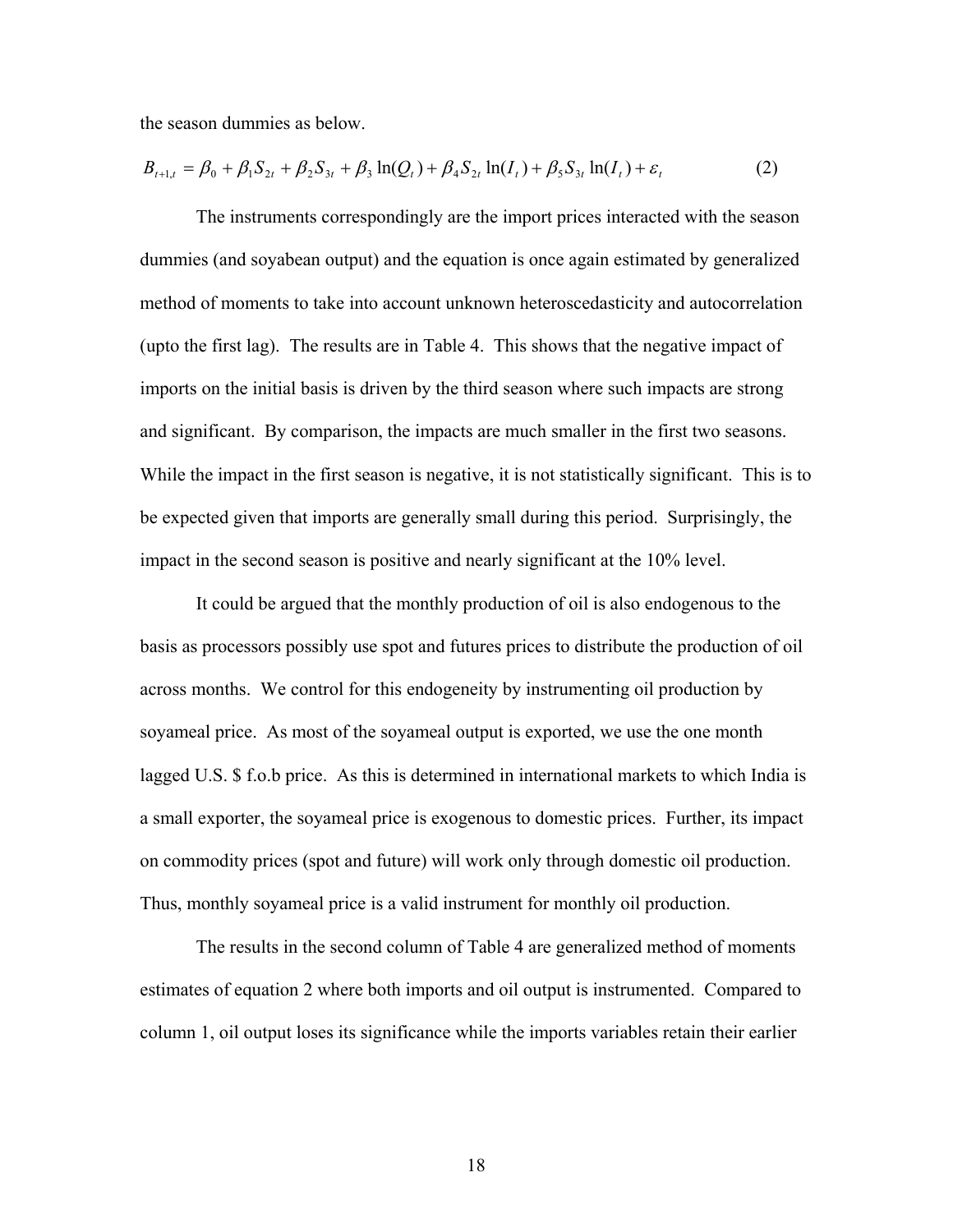the season dummies as below.

$$B_{t+1,t} = \beta_0 + \beta_1 S_{2t} + \beta_2 S_{3t} + \beta_3 \ln(Q_t) + \beta_4 S_{2t} \ln(I_t) + \beta_5 S_{3t} \ln(I_t) + \varepsilon_t \qquad (2)$$

The instruments correspondingly are the import prices interacted with the season dummies (and soyabean output) and the equation is once again estimated by generalized method of moments to take into account unknown heteroscedasticity and autocorrelation (upto the first lag). The results are in Table 4. This shows that the negative impact of imports on the initial basis is driven by the third season where such impacts are strong and significant. By comparison, the impacts are much smaller in the first two seasons. While the impact in the first season is negative, it is not statistically significant. This is to be expected given that imports are generally small during this period. Surprisingly, the impact in the second season is positive and nearly significant at the 10% level.

It could be argued that the monthly production of oil is also endogenous to the basis as processors possibly use spot and futures prices to distribute the production of oil across months. We control for this endogeneity by instrumenting oil production by soyameal price. As most of the soyameal output is exported, we use the one month lagged U.S. $ f.o.b price. As this is determined in international markets to which India is a small exporter, the soyameal price is exogenous to domestic prices. Further, its impact on commodity prices (spot and future) will work only through domestic oil production. Thus, monthly soyameal price is a valid instrument for monthly oil production.

The results in the second column of Table 4 are generalized method of moments estimates of equation 2 where both imports and oil output is instrumented. Compared to column 1, oil output loses its significance while the imports variables retain their earlier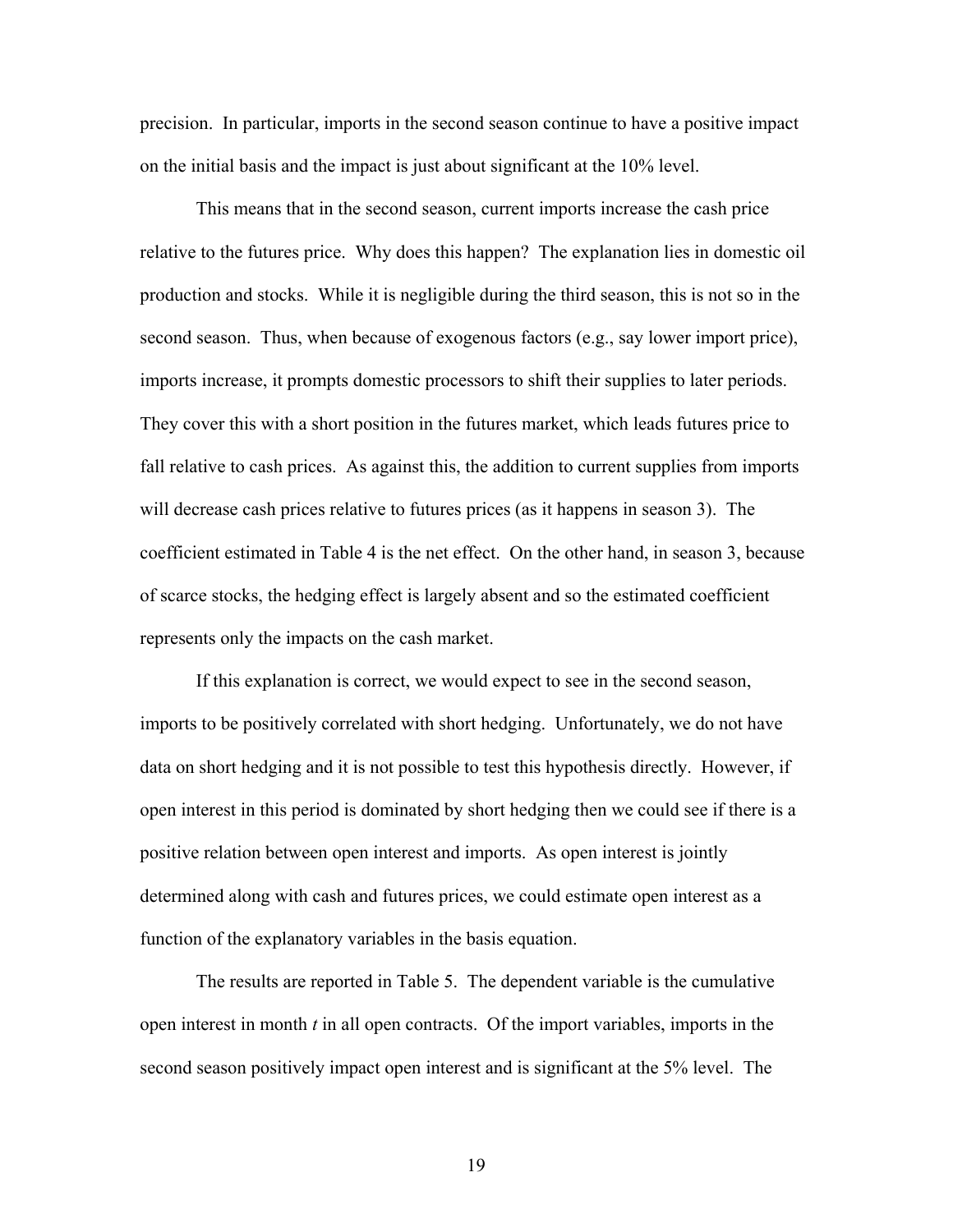precision. In particular, imports in the second season continue to have a positive impact on the initial basis and the impact is just about significant at the 10% level.

This means that in the second season, current imports increase the cash price relative to the futures price. Why does this happen? The explanation lies in domestic oil production and stocks. While it is negligible during the third season, this is not so in the second season. Thus, when because of exogenous factors (e.g., say lower import price), imports increase, it prompts domestic processors to shift their supplies to later periods. They cover this with a short position in the futures market, which leads futures price to fall relative to cash prices. As against this, the addition to current supplies from imports will decrease cash prices relative to futures prices (as it happens in season 3). The coefficient estimated in Table 4 is the net effect. On the other hand, in season 3, because of scarce stocks, the hedging effect is largely absent and so the estimated coefficient represents only the impacts on the cash market.

If this explanation is correct, we would expect to see in the second season, imports to be positively correlated with short hedging. Unfortunately, we do not have data on short hedging and it is not possible to test this hypothesis directly. However, if open interest in this period is dominated by short hedging then we could see if there is a positive relation between open interest and imports. As open interest is jointly determined along with cash and futures prices, we could estimate open interest as a function of the explanatory variables in the basis equation.

The results are reported in Table 5. The dependent variable is the cumulative open interest in month *t* in all open contracts. Of the import variables, imports in the second season positively impact open interest and is significant at the 5% level. The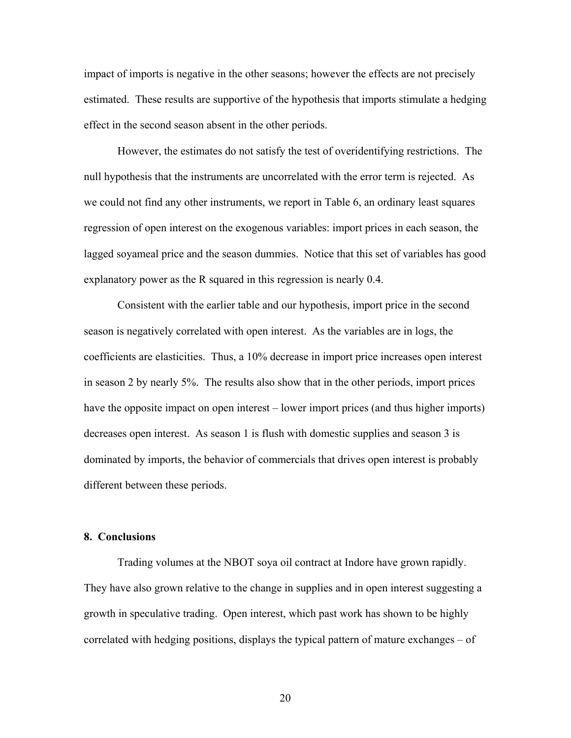impact of imports is negative in the other seasons; however the effects are not precisely estimated. These results are supportive of the hypothesis that imports stimulate a hedging effect in the second season absent in the other periods.

However, the estimates do not satisfy the test of overidentifying restrictions. The null hypothesis that the instruments are uncorrelated with the error term is rejected. As we could not find any other instruments, we report in Table 6, an ordinary least squares regression of open interest on the exogenous variables: import prices in each season, the lagged soyameal price and the season dummies. Notice that this set of variables has good explanatory power as the R squared in this regression is nearly 0.4.

Consistent with the earlier table and our hypothesis, import price in the second season is negatively correlated with open interest. As the variables are in logs, the coefficients are elasticities. Thus, a 10% decrease in import price increases open interest in season 2 by nearly 5%. The results also show that in the other periods, import prices have the opposite impact on open interest – lower import prices (and thus higher imports) decreases open interest. As season 1 is flush with domestic supplies and season 3 is dominated by imports, the behavior of commercials that drives open interest is probably different between these periods.

## 8. Conclusions

Trading volumes at the NBOT soya oil contract at Indore have grown rapidly. They have also grown relative to the change in supplies and in open interest suggesting a growth in speculative trading. Open interest, which past work has shown to be highly correlated with hedging positions, displays the typical pattern of mature exchanges – of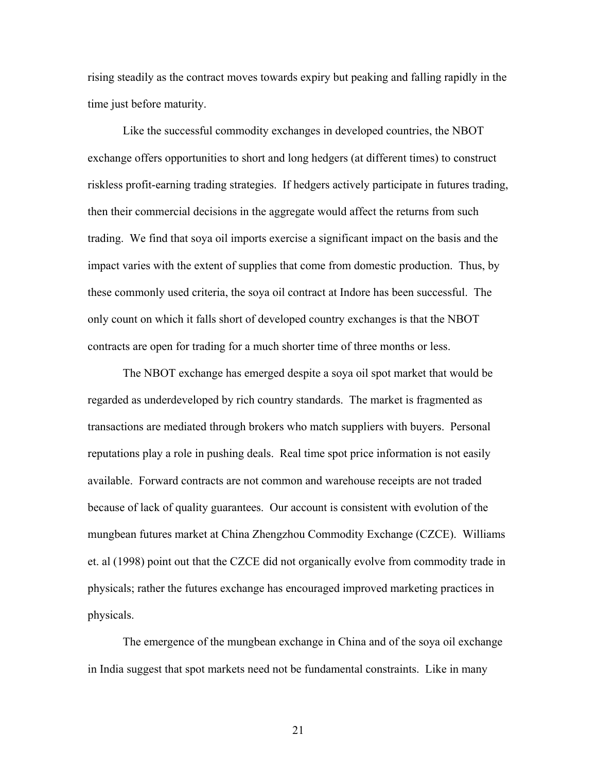rising steadily as the contract moves towards expiry but peaking and falling rapidly in the time just before maturity.

Like the successful commodity exchanges in developed countries, the NBOT exchange offers opportunities to short and long hedgers (at different times) to construct riskless profit-earning trading strategies. If hedgers actively participate in futures trading, then their commercial decisions in the aggregate would affect the returns from such trading. We find that soya oil imports exercise a significant impact on the basis and the impact varies with the extent of supplies that come from domestic production. Thus, by these commonly used criteria, the soya oil contract at Indore has been successful. The only count on which it falls short of developed country exchanges is that the NBOT contracts are open for trading for a much shorter time of three months or less.

The NBOT exchange has emerged despite a soya oil spot market that would be regarded as underdeveloped by rich country standards. The market is fragmented as transactions are mediated through brokers who match suppliers with buyers. Personal reputations play a role in pushing deals. Real time spot price information is not easily available. Forward contracts are not common and warehouse receipts are not traded because of lack of quality guarantees. Our account is consistent with evolution of the mungbean futures market at China Zhengzhou Commodity Exchange (CZCE). Williams et. al (1998) point out that the CZCE did not organically evolve from commodity trade in physicals; rather the futures exchange has encouraged improved marketing practices in physicals.

The emergence of the mungbean exchange in China and of the soya oil exchange in India suggest that spot markets need not be fundamental constraints. Like in many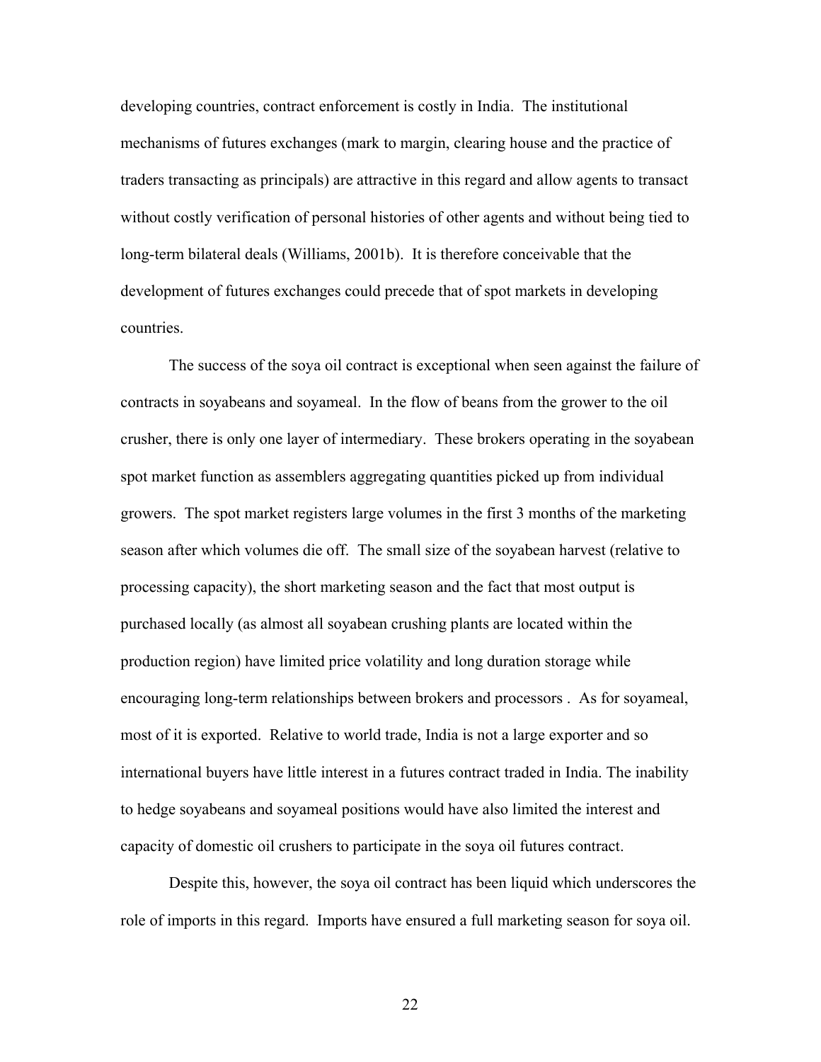developing countries, contract enforcement is costly in India. The institutional mechanisms of futures exchanges (mark to margin, clearing house and the practice of traders transacting as principals) are attractive in this regard and allow agents to transact without costly verification of personal histories of other agents and without being tied to long-term bilateral deals (Williams, 2001b). It is therefore conceivable that the development of futures exchanges could precede that of spot markets in developing countries.

The success of the soya oil contract is exceptional when seen against the failure of contracts in soyabeans and soyameal. In the flow of beans from the grower to the oil crusher, there is only one layer of intermediary. These brokers operating in the soyabean spot market function as assemblers aggregating quantities picked up from individual growers. The spot market registers large volumes in the first 3 months of the marketing season after which volumes die off. The small size of the soyabean harvest (relative to processing capacity), the short marketing season and the fact that most output is purchased locally (as almost all soyabean crushing plants are located within the production region) have limited price volatility and long duration storage while encouraging long-term relationships between brokers and processors . As for soyameal, most of it is exported. Relative to world trade, India is not a large exporter and so international buyers have little interest in a futures contract traded in India. The inability to hedge soyabeans and soyameal positions would have also limited the interest and capacity of domestic oil crushers to participate in the soya oil futures contract.

Despite this, however, the soya oil contract has been liquid which underscores the role of imports in this regard. Imports have ensured a full marketing season for soya oil.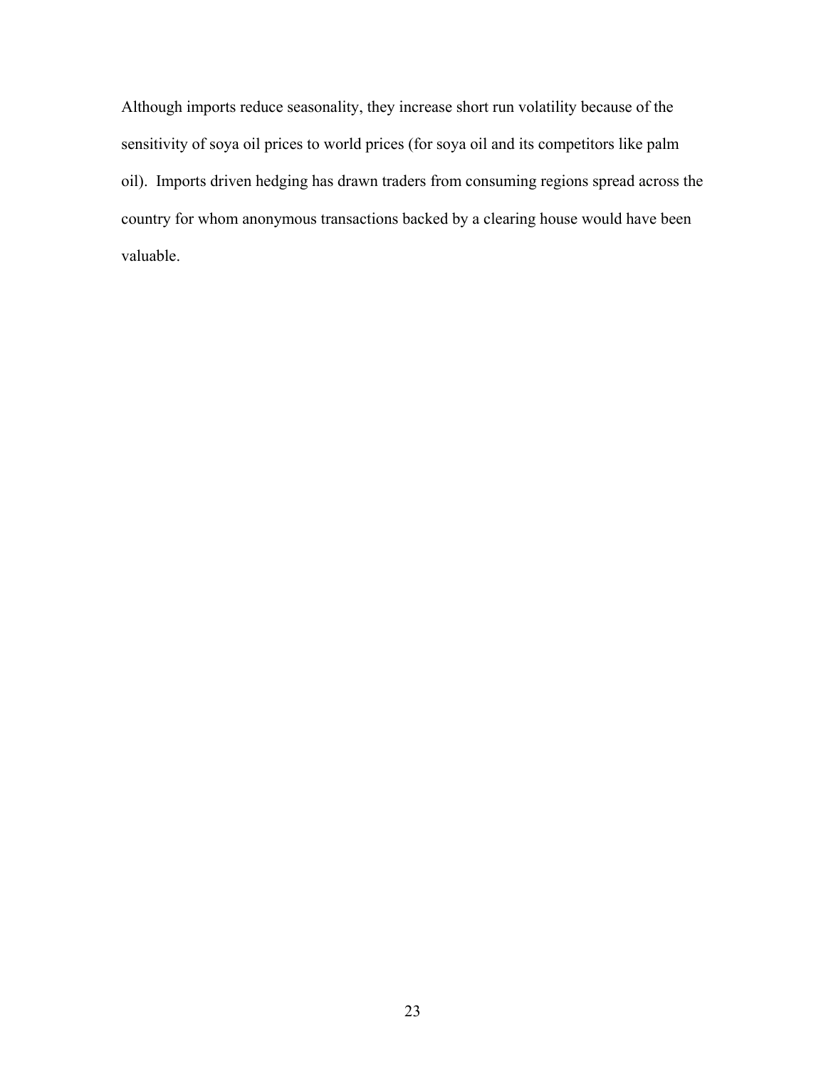Although imports reduce seasonality, they increase short run volatility because of the sensitivity of soya oil prices to world prices (for soya oil and its competitors like palm oil). Imports driven hedging has drawn traders from consuming regions spread across the country for whom anonymous transactions backed by a clearing house would have been valuable.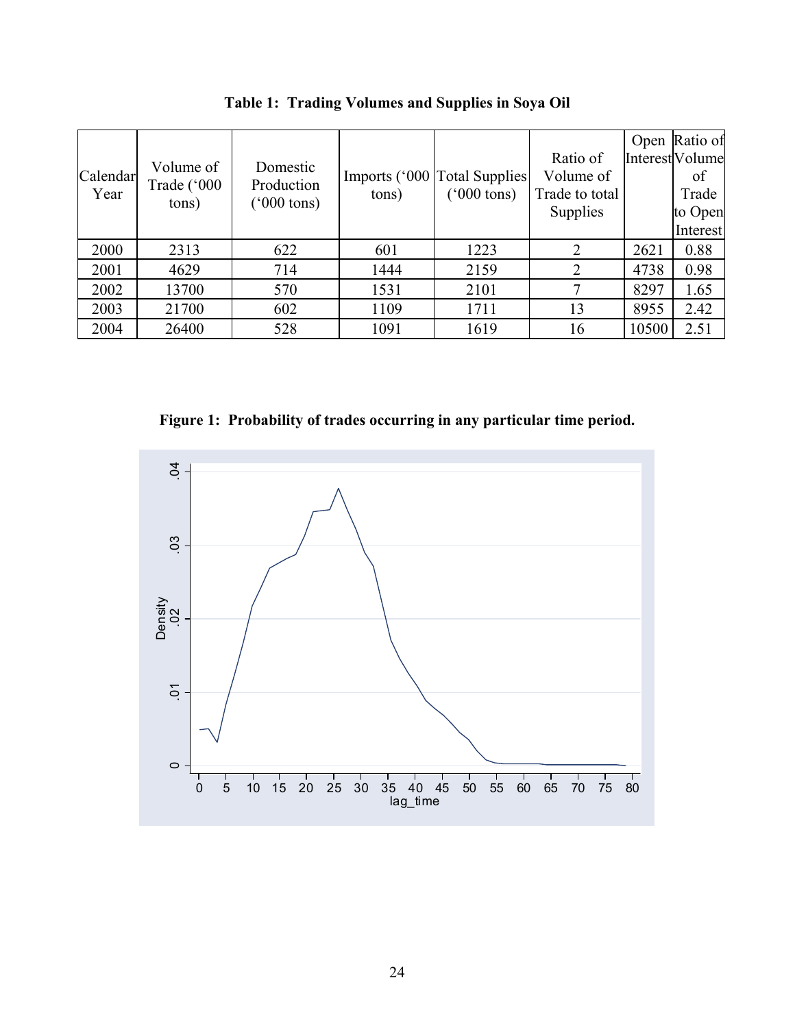**Table 1: Trading Volumes and Supplies in Soya Oil**

| Calendar Year | Volume of Trade ('000 tons) | Domestic Production ('000 tons) | Imports ('000 tons) | Total Supplies ('000 tons) | Ratio of Volume of Trade to total Supplies | Open Interest | Ratio of Volume of Trade to Open Interest |
|---|---|---|---|---|---|---|---|
| 2000 | 2313 | 622 | 601 | 1223 | 2 | 2621 | 0.88 |
| 2001 | 4629 | 714 | 1444 | 2159 | 2 | 4738 | 0.98 |
| 2002 | 13700 | 570 | 1531 | 2101 | 7 | 8297 | 1.65 |
| 2003 | 21700 | 602 | 1109 | 1711 | 13 | 8955 | 2.42 |
| 2004 | 26400 | 528 | 1091 | 1619 | 16 | 10500 | 2.51 |

**Figure 1: Probability of trades occurring in any particular time period.**

Density
0
.01
.02
.03
.04

lag_time
0 5 10 15 20 25 30 35 40 45 50 55 60 65 70 75 80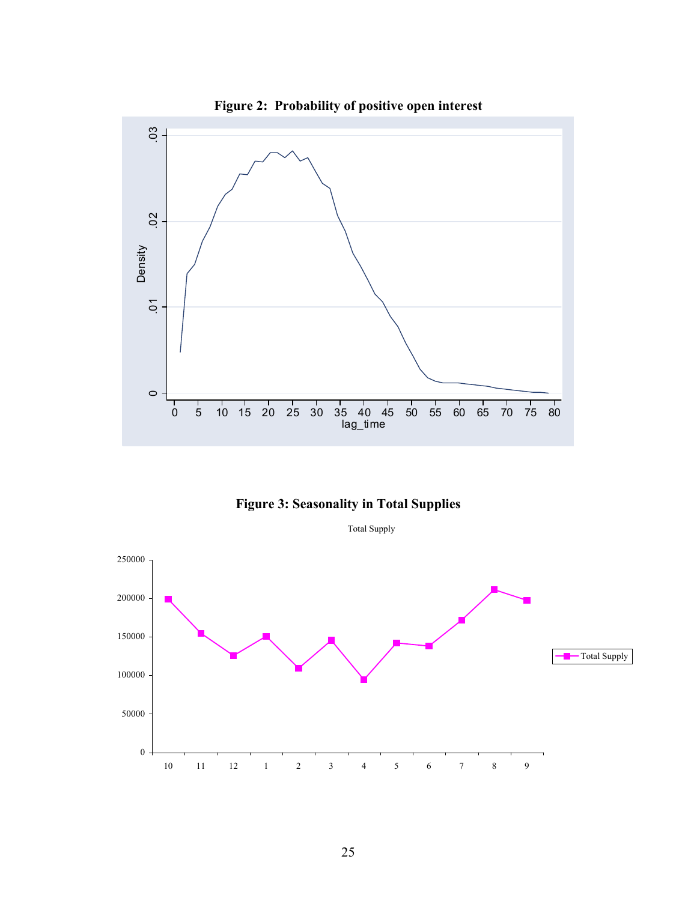**Figure 2: Probability of positive open interest**

Density

0
.01
.02
.03

0 5 10 15 20 25 30 35 40 45 50 55 60 65 70 75 80

lag_time

**Figure 3: Seasonality in Total Supplies**

Total Supply

0
50000
100000
150000
200000
250000

10 11 12 1 2 3 4 5 6 7 8 9

Total Supply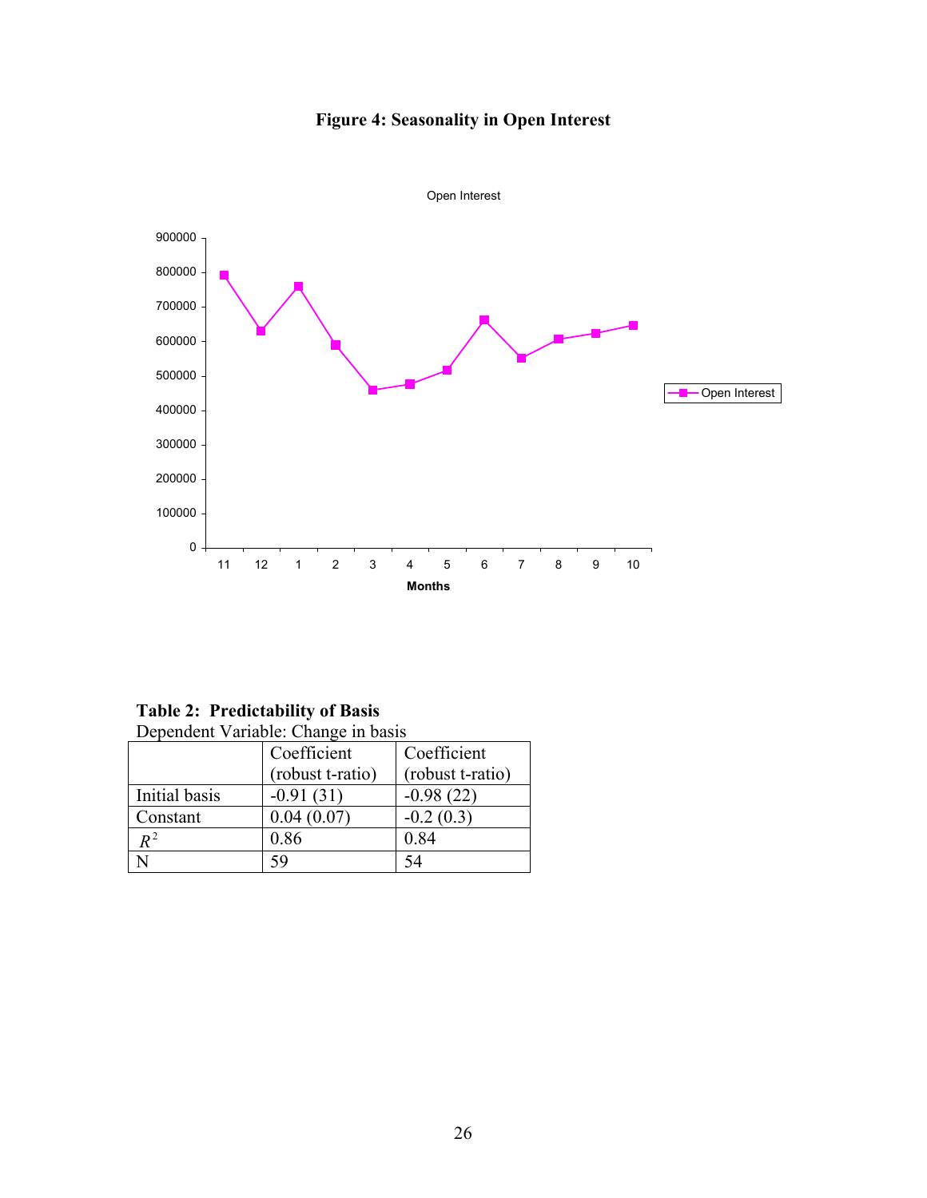**Figure 4: Seasonality in Open Interest**

Open Interest

900000
800000
700000
600000
500000
400000
300000
200000
100000
0

11 12 1 2 3 4 5 6 7 8 9 10

Months

Open Interest

**Table 2: Predictability of Basis**

Dependent Variable: Change in basis

| | Coefficient (robust t-ratio) | Coefficient (robust t-ratio) |
|---|---|---|
| Initial basis | -0.91 (31) | -0.98 (22) |
| Constant | 0.04 (0.07) | -0.2 (0.3) |
| $R^2$ | 0.86 | 0.84 |
| N | 59 | 54 |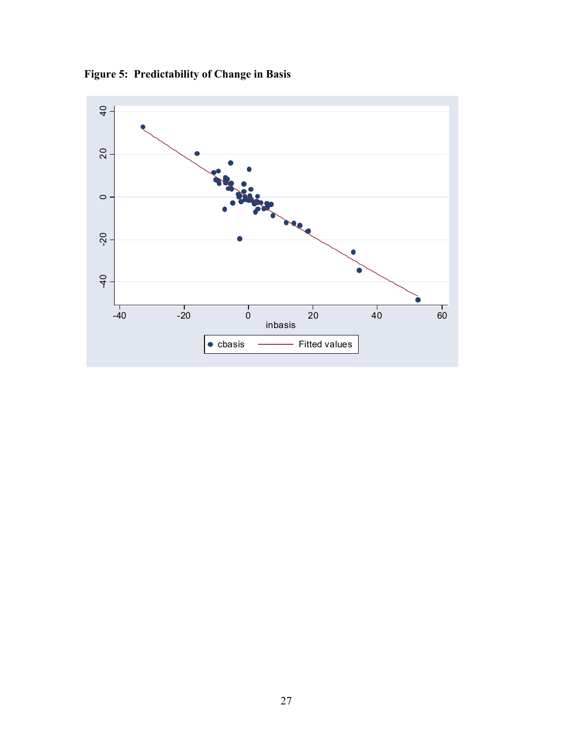**Figure 5: Predictability of Change in Basis**

40
20
0
-20
-40

-40
-20
0
20
40
60

inbasis

cbasis
Fitted values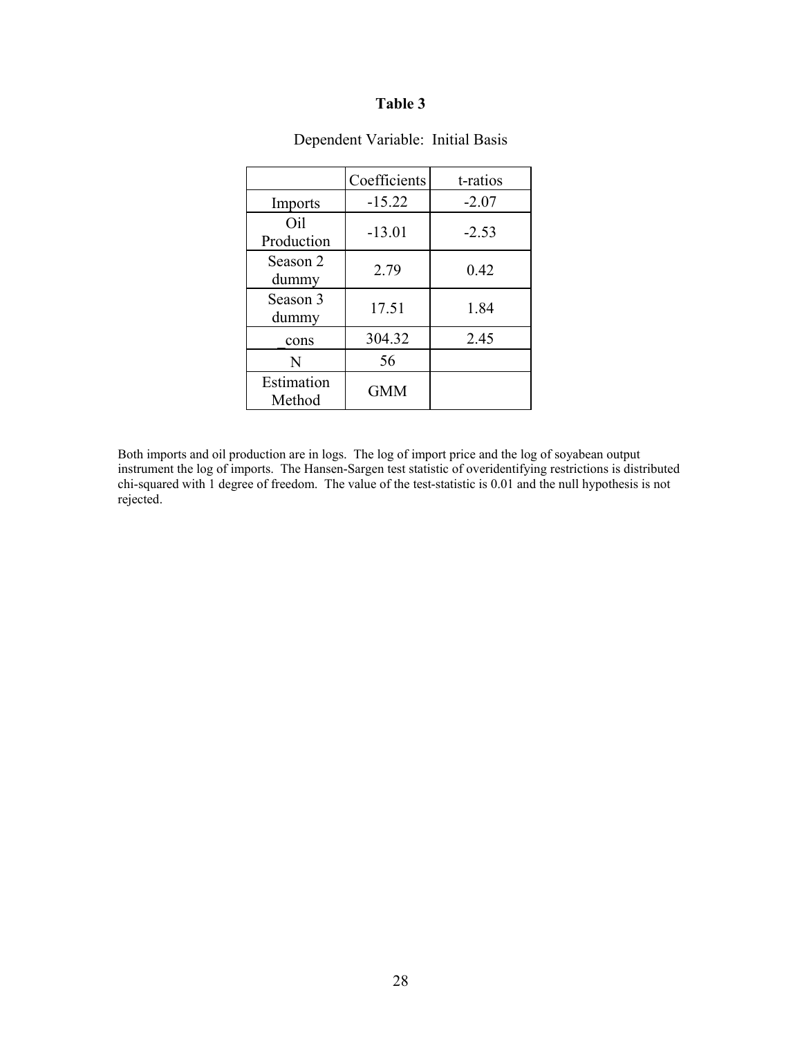# Table 3

Dependent Variable: Initial Basis

| | Coefficients | t-ratios |
|---|---|---|
| Imports | -15.22 | -2.07 |
| Oil Production | -13.01 | -2.53 |
| Season 2 dummy | 2.79 | 0.42 |
| Season 3 dummy | 17.51 | 1.84 |
| _cons | 304.32 | 2.45 |
| N | 56 | |
| Estimation Method | GMM | |

Both imports and oil production are in logs. The log of import price and the log of soyabean output instrument the log of imports. The Hansen-Sargen test statistic of overidentifying restrictions is distributed chi-squared with 1 degree of freedom. The value of the test-statistic is 0.01 and the null hypothesis is not rejected.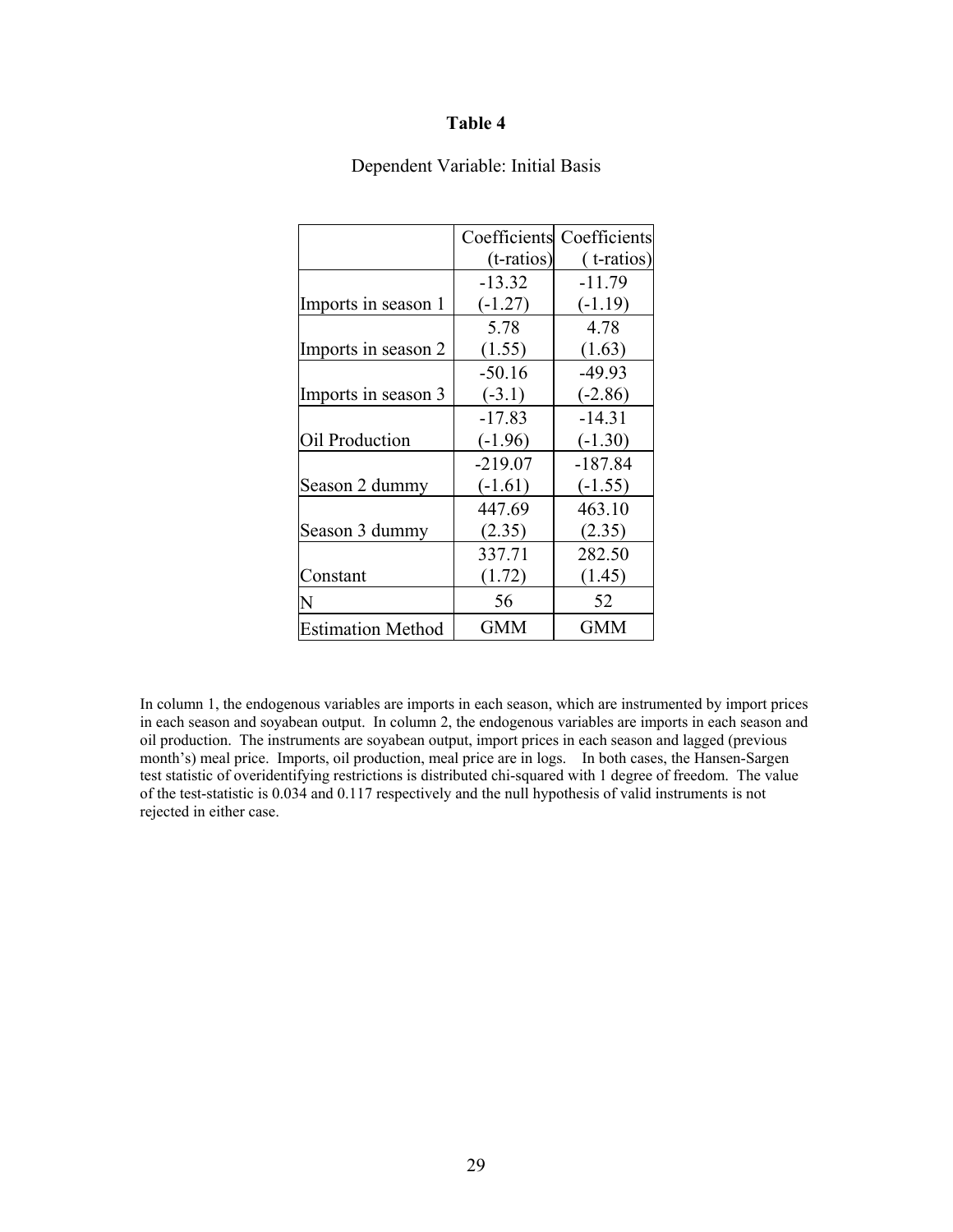**Table 4**

Dependent Variable: Initial Basis

| | Coefficients (t-ratios) | Coefficients ( t-ratios) |
|---|---|---|
| Imports in season 1 | -13.32 (-1.27) | -11.79 (-1.19) |
| Imports in season 2 | 5.78 (1.55) | 4.78 (1.63) |
| Imports in season 3 | -50.16 (-3.1) | -49.93 (-2.86) |
| Oil Production | -17.83 (-1.96) | -14.31 (-1.30) |
| Season 2 dummy | -219.07 (-1.61) | -187.84 (-1.55) |
| Season 3 dummy | 447.69 (2.35) | 463.10 (2.35) |
| Constant | 337.71 (1.72) | 282.50 (1.45) |
| N | 56 | 52 |
| Estimation Method | GMM | GMM |

In column 1, the endogenous variables are imports in each season, which are instrumented by import prices in each season and soyabean output. In column 2, the endogenous variables are imports in each season and oil production. The instruments are soyabean output, import prices in each season and lagged (previous month's) meal price. Imports, oil production, meal price are in logs. In both cases, the Hansen-Sargen test statistic of overidentifying restrictions is distributed chi-squared with 1 degree of freedom. The value of the test-statistic is 0.034 and 0.117 respectively and the null hypothesis of valid instruments is not rejected in either case.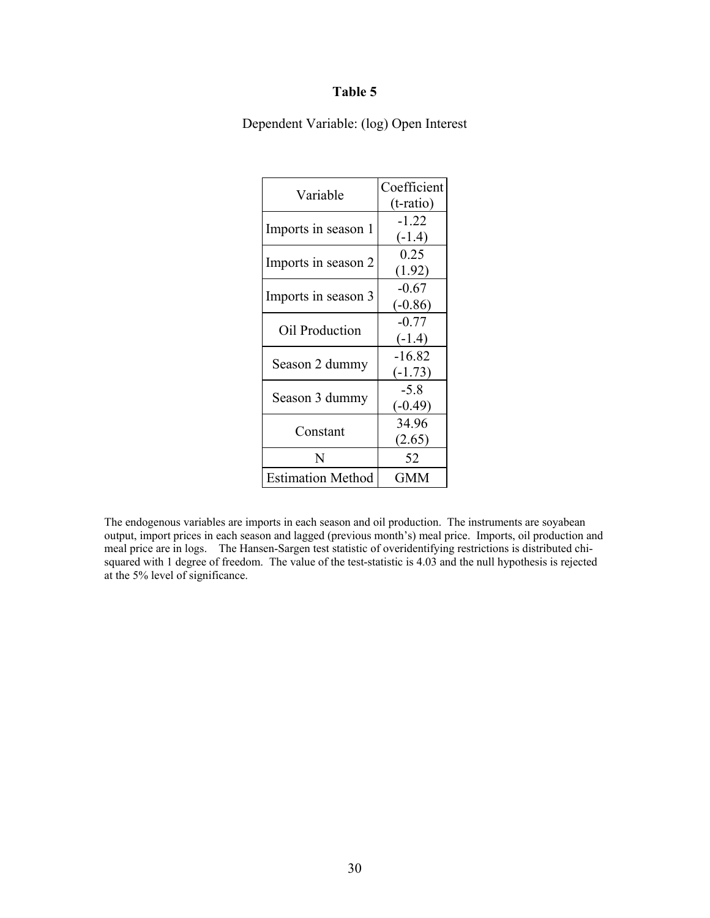**Table 5**

Dependent Variable: (log) Open Interest

| Variable | Coefficient (t-ratio) |
|---|---|
| Imports in season 1 | -1.22 (-1.4) |
| Imports in season 2 | 0.25 (1.92) |
| Imports in season 3 | -0.67 (-0.86) |
| Oil Production | -0.77 (-1.4) |
| Season 2 dummy | -16.82 (-1.73) |
| Season 3 dummy | -5.8 (-0.49) |
| Constant | 34.96 (2.65) |
| N | 52 |
| Estimation Method | GMM |

The endogenous variables are imports in each season and oil production. The instruments are soyabean output, import prices in each season and lagged (previous month's) meal price. Imports, oil production and meal price are in logs. The Hansen-Sargen test statistic of overidentifying restrictions is distributed chi-squared with 1 degree of freedom. The value of the test-statistic is 4.03 and the null hypothesis is rejected at the 5% level of significance.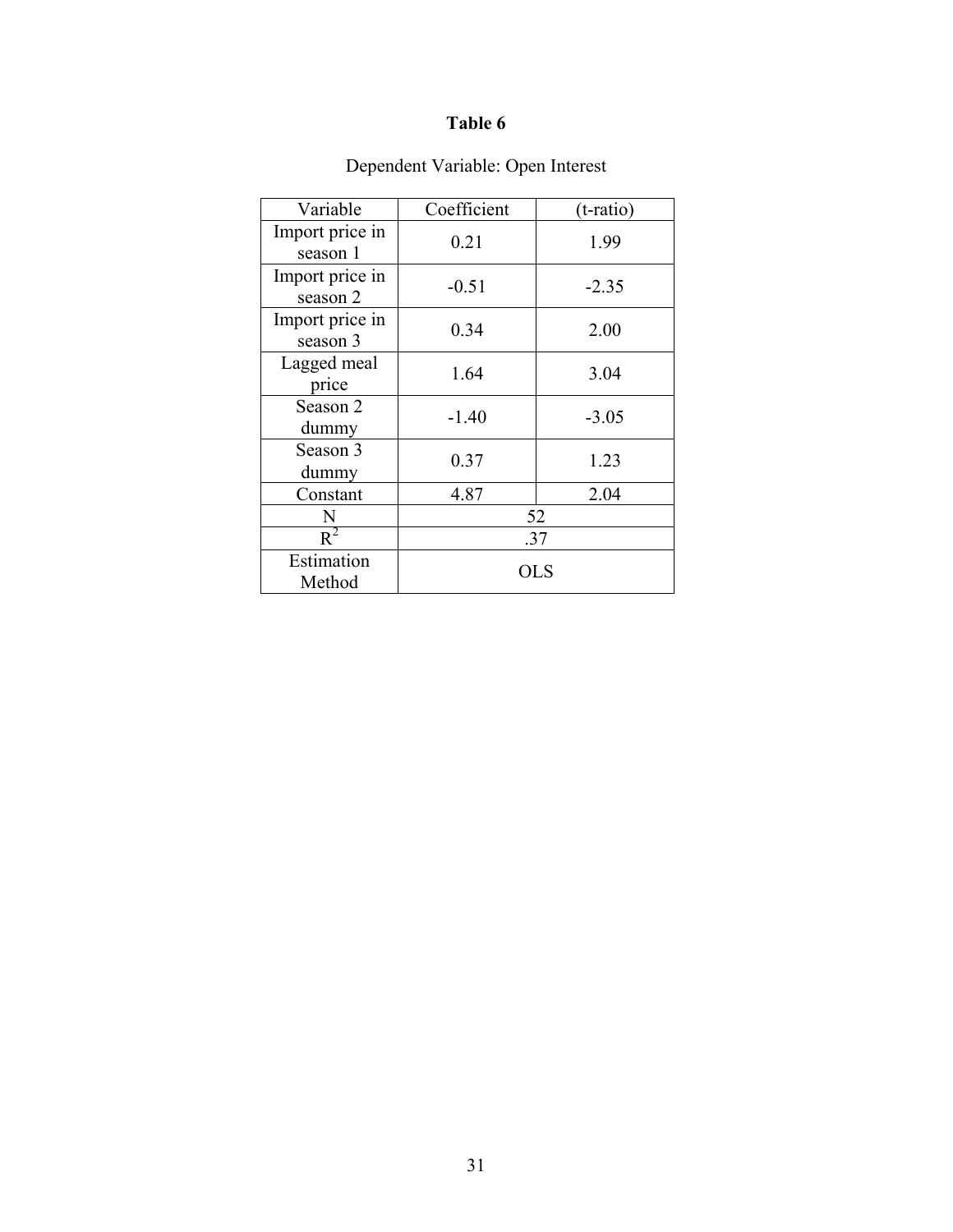# Table 6

Dependent Variable: Open Interest

| Variable | Coefficient | (t-ratio) |
|---|---|---|
| Import price in season 1 | 0.21 | 1.99 |
| Import price in season 2 | -0.51 | -2.35 |
| Import price in season 3 | 0.34 | 2.00 |
| Lagged meal price | 1.64 | 3.04 |
| Season 2 dummy | -1.40 | -3.05 |
| Season 3 dummy | 0.37 | 1.23 |
| Constant | 4.87 | 2.04 |
| N | 52 | |
| $R^2$ | .37 | |
| Estimation Method | OLS | |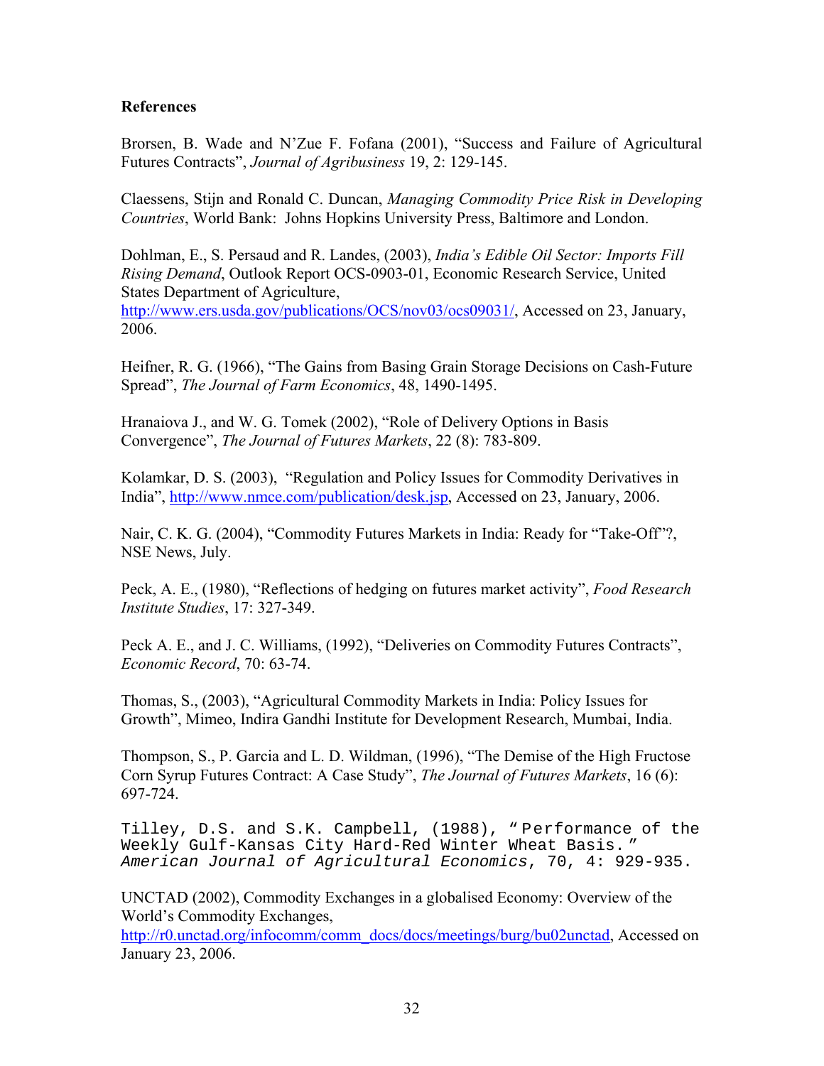**References**

Brorsen, B. Wade and N'Zue F. Fofana (2001), "Success and Failure of Agricultural Futures Contracts", *Journal of Agribusiness* 19, 2: 129-145.

Claessens, Stijn and Ronald C. Duncan, *Managing Commodity Price Risk in Developing Countries*, World Bank: Johns Hopkins University Press, Baltimore and London.

Dohlman, E., S. Persaud and R. Landes, (2003), *India's Edible Oil Sector: Imports Fill Rising Demand*, Outlook Report OCS-0903-01, Economic Research Service, United States Department of Agriculture, http://www.ers.usda.gov/publications/OCS/nov03/ocs09031/, Accessed on 23, January, 2006.

Heifner, R. G. (1966), "The Gains from Basing Grain Storage Decisions on Cash-Future Spread", *The Journal of Farm Economics*, 48, 1490-1495.

Hranaiova J., and W. G. Tomek (2002), "Role of Delivery Options in Basis Convergence", *The Journal of Futures Markets*, 22 (8): 783-809.

Kolamkar, D. S. (2003), "Regulation and Policy Issues for Commodity Derivatives in India", http://www.nmce.com/publication/desk.jsp, Accessed on 23, January, 2006.

Nair, C. K. G. (2004), "Commodity Futures Markets in India: Ready for "Take-Off"?, NSE News, July.

Peck, A. E., (1980), "Reflections of hedging on futures market activity", *Food Research Institute Studies*, 17: 327-349.

Peck A. E., and J. C. Williams, (1992), "Deliveries on Commodity Futures Contracts", *Economic Record*, 70: 63-74.

Thomas, S., (2003), "Agricultural Commodity Markets in India: Policy Issues for Growth", Mimeo, Indira Gandhi Institute for Development Research, Mumbai, India.

Thompson, S., P. Garcia and L. D. Wildman, (1996), "The Demise of the High Fructose Corn Syrup Futures Contract: A Case Study", *The Journal of Futures Markets*, 16 (6): 697-724.

Tilley, D.S. and S.K. Campbell, (1988), "Performance of the Weekly Gulf-Kansas City Hard-Red Winter Wheat Basis." *American Journal of Agricultural Economics*, 70, 4: 929-935.

UNCTAD (2002), Commodity Exchanges in a globalised Economy: Overview of the World's Commodity Exchanges, http://r0.unctad.org/infocomm/comm_docs/docs/meetings/burg/bu02unctad, Accessed on January 23, 2006.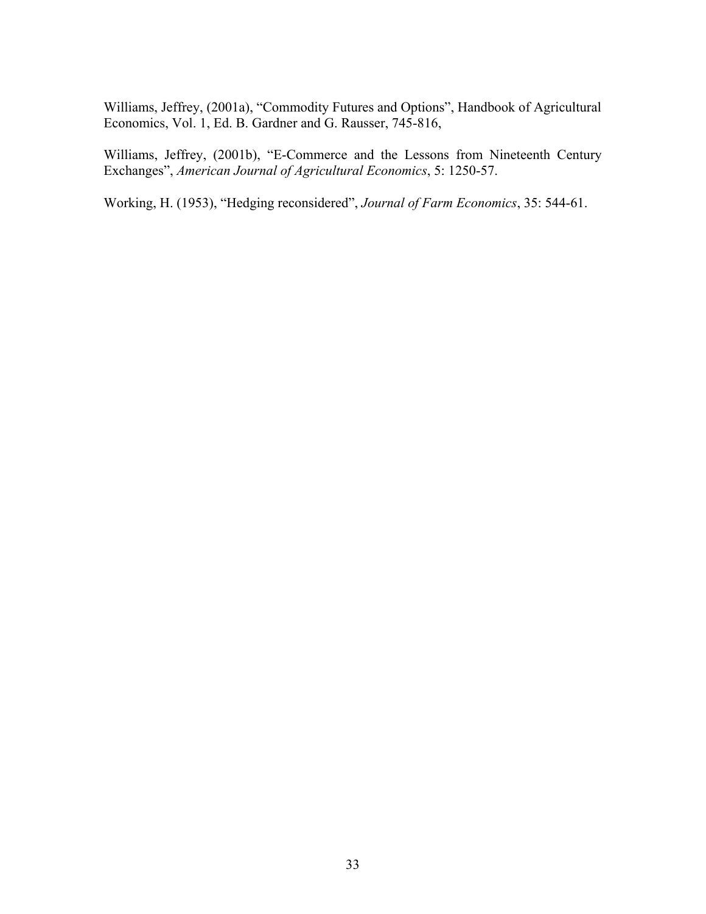Williams, Jeffrey, (2001a), "Commodity Futures and Options", Handbook of Agricultural Economics, Vol. 1, Ed. B. Gardner and G. Rausser, 745-816,

Williams, Jeffrey, (2001b), "E-Commerce and the Lessons from Nineteenth Century Exchanges", *American Journal of Agricultural Economics*, 5: 1250-57.

Working, H. (1953), "Hedging reconsidered", *Journal of Farm Economics*, 35: 544-61.